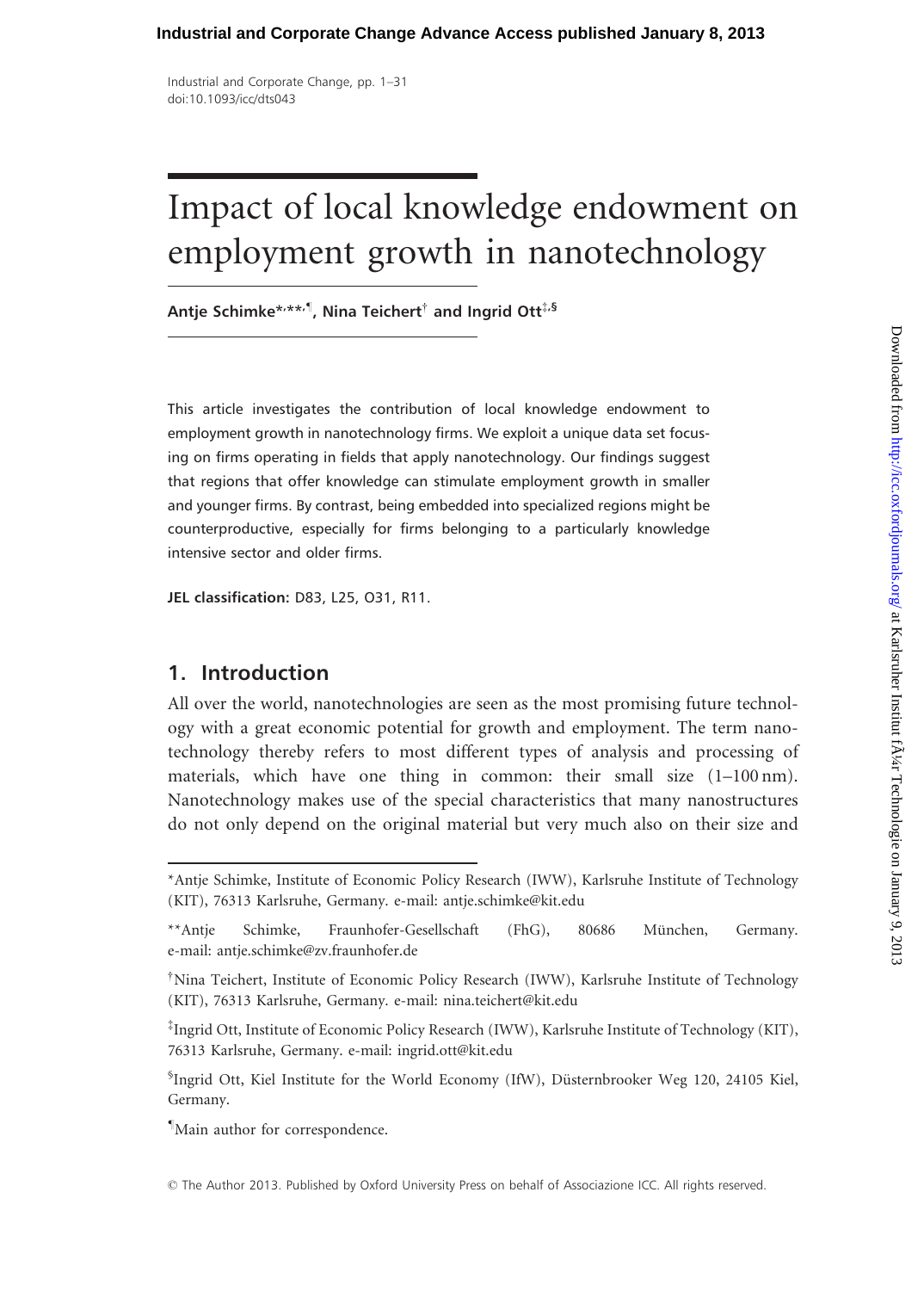# Impact of local knowledge endowment on employment growth in nanotechnology

**Antje Schimke*,**,¶, Nina Teichert† and Ingrid Ott‡,§**

This article investigates the contribution of local knowledge endowment to employment growth in nanotechnology firms. We exploit a unique data set focusing on firms operating in fields that apply nanotechnology. Our findings suggest that regions that offer knowledge can stimulate employment growth in smaller and younger firms. By contrast, being embedded into specialized regions might be counterproductive, especially for firms belonging to a particularly knowledge intensive sector and older firms.

**JEL classification:** D83, L25, O31, R11.

## 1. Introduction

All over the world, nanotechnologies are seen as the most promising future technology with a great economic potential for growth and employment. The term nanotechnology thereby refers to most different types of analysis and processing of materials, which have one thing in common: their small size (1–100 nm). Nanotechnology makes use of the special characteristics that many nanostructures do not only depend on the original material but very much also on their size and

---

*Antje Schimke, Institute of Economic Policy Research (IWW), Karlsruhe Institute of Technology (KIT), 76313 Karlsruhe, Germany. e-mail: antje.schimke@kit.edu

**Antje Schimke, Fraunhofer-Gesellschaft (FhG), 80686 München, Germany. e-mail: antje.schimke@zv.fraunhofer.de

†Nina Teichert, Institute of Economic Policy Research (IWW), Karlsruhe Institute of Technology (KIT), 76313 Karlsruhe, Germany. e-mail: nina.teichert@kit.edu

‡Ingrid Ott, Institute of Economic Policy Research (IWW), Karlsruhe Institute of Technology (KIT), 76313 Karlsruhe, Germany. e-mail: ingrid.ott@kit.edu

§Ingrid Ott, Kiel Institute for the World Economy (IfW), Düsternbrooker Weg 120, 24105 Kiel, Germany.

¶Main author for correspondence.

© The Author 2013. Published by Oxford University Press on behalf of Associazione ICC. All rights reserved.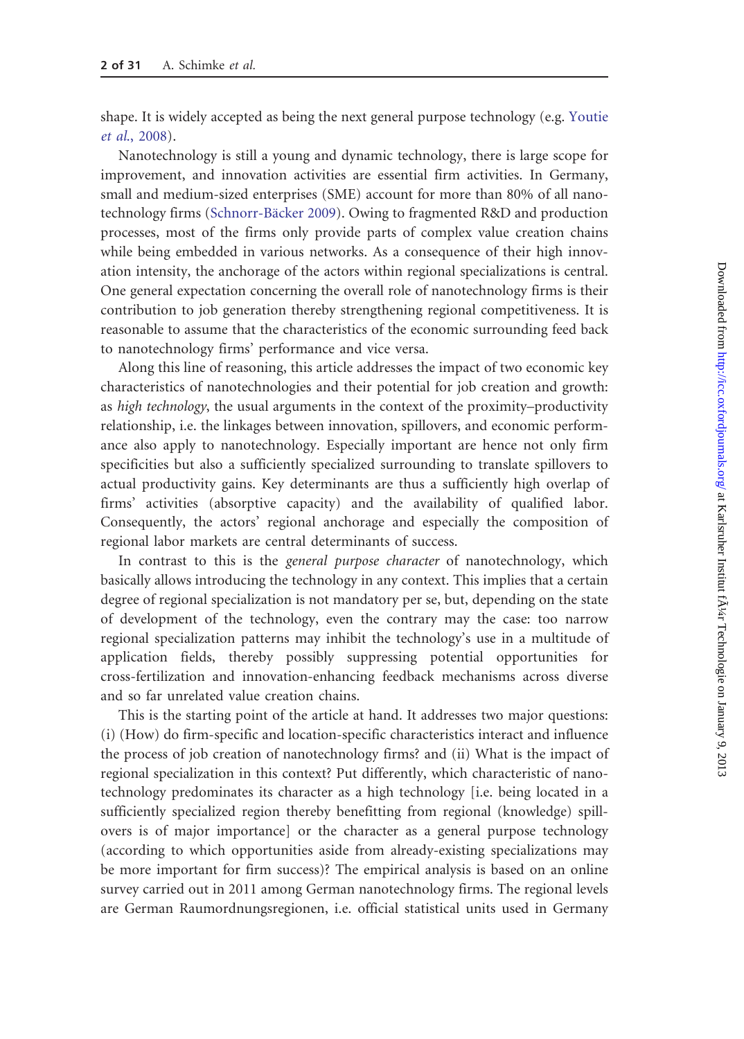shape. It is widely accepted as being the next general purpose technology (e.g. Youtie *et al.*, 2008).

Nanotechnology is still a young and dynamic technology, there is large scope for improvement, and innovation activities are essential firm activities. In Germany, small and medium-sized enterprises (SME) account for more than 80% of all nanotechnology firms (Schnorr-Bäcker 2009). Owing to fragmented R&D and production processes, most of the firms only provide parts of complex value creation chains while being embedded in various networks. As a consequence of their high innovation intensity, the anchorage of the actors within regional specializations is central. One general expectation concerning the overall role of nanotechnology firms is their contribution to job generation thereby strengthening regional competitiveness. It is reasonable to assume that the characteristics of the economic surrounding feed back to nanotechnology firms' performance and vice versa.

Along this line of reasoning, this article addresses the impact of two economic key characteristics of nanotechnologies and their potential for job creation and growth: as *high technology*, the usual arguments in the context of the proximity–productivity relationship, i.e. the linkages between innovation, spillovers, and economic performance also apply to nanotechnology. Especially important are hence not only firm specificities but also a sufficiently specialized surrounding to translate spillovers to actual productivity gains. Key determinants are thus a sufficiently high overlap of firms' activities (absorptive capacity) and the availability of qualified labor. Consequently, the actors' regional anchorage and especially the composition of regional labor markets are central determinants of success.

In contrast to this is the *general purpose character* of nanotechnology, which basically allows introducing the technology in any context. This implies that a certain degree of regional specialization is not mandatory per se, but, depending on the state of development of the technology, even the contrary may the case: too narrow regional specialization patterns may inhibit the technology's use in a multitude of application fields, thereby possibly suppressing potential opportunities for cross-fertilization and innovation-enhancing feedback mechanisms across diverse and so far unrelated value creation chains.

This is the starting point of the article at hand. It addresses two major questions: (i) (How) do firm-specific and location-specific characteristics interact and influence the process of job creation of nanotechnology firms? and (ii) What is the impact of regional specialization in this context? Put differently, which characteristic of nanotechnology predominates its character as a high technology [i.e. being located in a sufficiently specialized region thereby benefitting from regional (knowledge) spillovers is of major importance] or the character as a general purpose technology (according to which opportunities aside from already-existing specializations may be more important for firm success)? The empirical analysis is based on an online survey carried out in 2011 among German nanotechnology firms. The regional levels are German Raumordnungsregionen, i.e. official statistical units used in Germany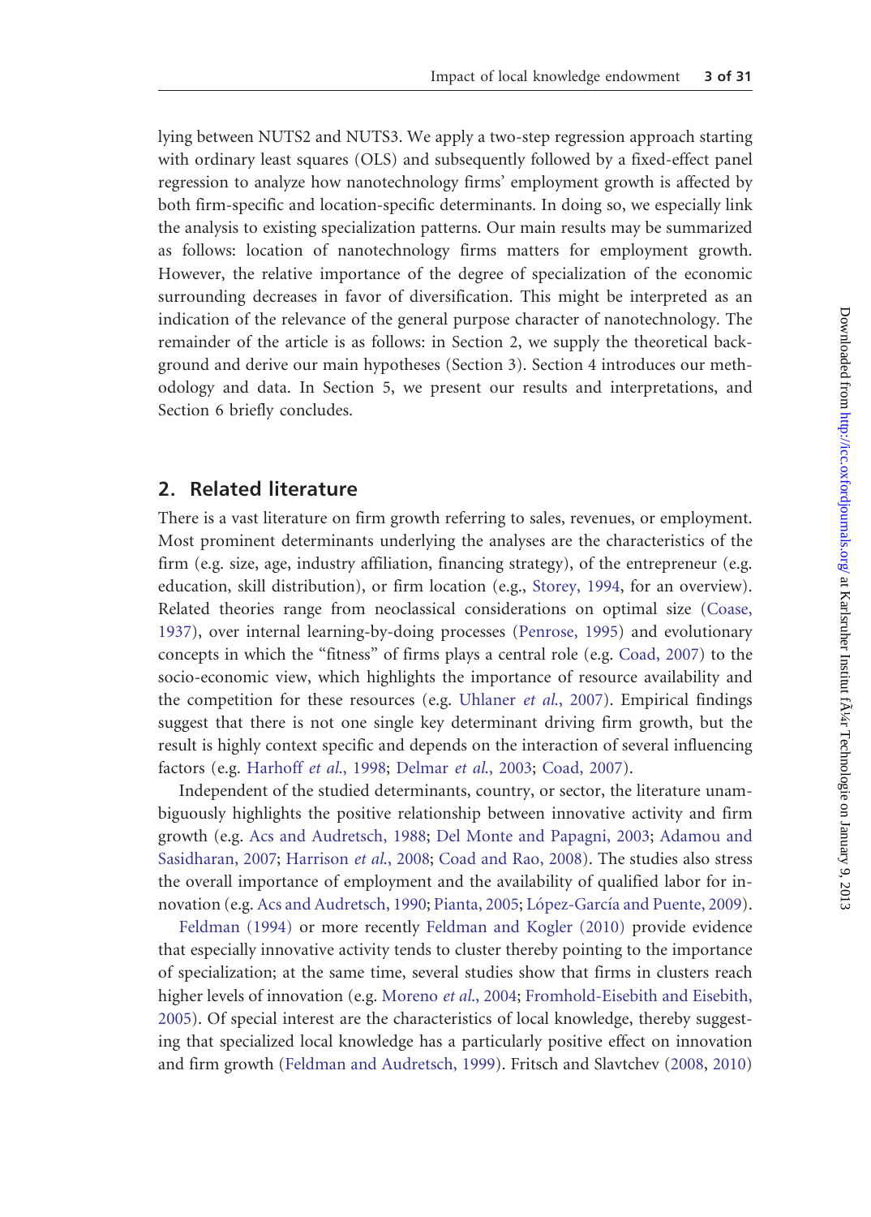lying between NUTS2 and NUTS3. We apply a two-step regression approach starting with ordinary least squares (OLS) and subsequently followed by a fixed-effect panel regression to analyze how nanotechnology firms' employment growth is affected by both firm-specific and location-specific determinants. In doing so, we especially link the analysis to existing specialization patterns. Our main results may be summarized as follows: location of nanotechnology firms matters for employment growth. However, the relative importance of the degree of specialization of the economic surrounding decreases in favor of diversification. This might be interpreted as an indication of the relevance of the general purpose character of nanotechnology. The remainder of the article is as follows: in Section 2, we supply the theoretical background and derive our main hypotheses (Section 3). Section 4 introduces our methodology and data. In Section 5, we present our results and interpretations, and Section 6 briefly concludes.

## 2. Related literature

There is a vast literature on firm growth referring to sales, revenues, or employment. Most prominent determinants underlying the analyses are the characteristics of the firm (e.g. size, age, industry affiliation, financing strategy), of the entrepreneur (e.g. education, skill distribution), or firm location (e.g., Storey, 1994, for an overview). Related theories range from neoclassical considerations on optimal size (Coase, 1937), over internal learning-by-doing processes (Penrose, 1995) and evolutionary concepts in which the "fitness" of firms plays a central role (e.g. Coad, 2007) to the socio-economic view, which highlights the importance of resource availability and the competition for these resources (e.g. Uhlaner *et al.*, 2007). Empirical findings suggest that there is not one single key determinant driving firm growth, but the result is highly context specific and depends on the interaction of several influencing factors (e.g. Harhoff *et al.*, 1998; Delmar *et al.*, 2003; Coad, 2007).

Independent of the studied determinants, country, or sector, the literature unambiguously highlights the positive relationship between innovative activity and firm growth (e.g. Acs and Audretsch, 1988; Del Monte and Papagni, 2003; Adamou and Sasidharan, 2007; Harrison *et al.*, 2008; Coad and Rao, 2008). The studies also stress the overall importance of employment and the availability of qualified labor for innovation (e.g. Acs and Audretsch, 1990; Pianta, 2005; López-García and Puente, 2009).

Feldman (1994) or more recently Feldman and Kogler (2010) provide evidence that especially innovative activity tends to cluster thereby pointing to the importance of specialization; at the same time, several studies show that firms in clusters reach higher levels of innovation (e.g. Moreno *et al.*, 2004; Fromhold-Eisebith and Eisebith, 2005). Of special interest are the characteristics of local knowledge, thereby suggesting that specialized local knowledge has a particularly positive effect on innovation and firm growth (Feldman and Audretsch, 1999). Fritsch and Slavtchev (2008, 2010)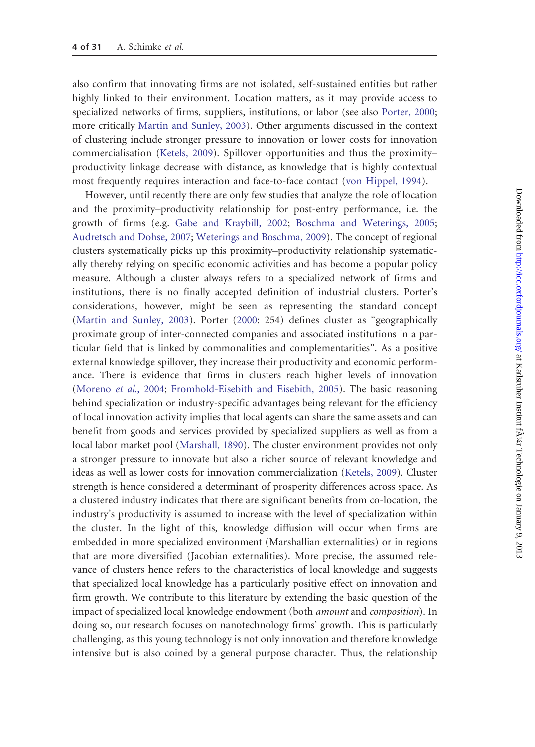also confirm that innovating firms are not isolated, self-sustained entities but rather highly linked to their environment. Location matters, as it may provide access to specialized networks of firms, suppliers, institutions, or labor (see also Porter, 2000; more critically Martin and Sunley, 2003). Other arguments discussed in the context of clustering include stronger pressure to innovation or lower costs for innovation commercialisation (Ketels, 2009). Spillover opportunities and thus the proximity–productivity linkage decrease with distance, as knowledge that is highly contextual most frequently requires interaction and face-to-face contact (von Hippel, 1994).

However, until recently there are only few studies that analyze the role of location and the proximity–productivity relationship for post-entry performance, i.e. the growth of firms (e.g. Gabe and Kraybill, 2002; Boschma and Weterings, 2005; Audretsch and Dohse, 2007; Weterings and Boschma, 2009). The concept of regional clusters systematically picks up this proximity–productivity relationship systematically thereby relying on specific economic activities and has become a popular policy measure. Although a cluster always refers to a specialized network of firms and institutions, there is no finally accepted definition of industrial clusters. Porter's considerations, however, might be seen as representing the standard concept (Martin and Sunley, 2003). Porter (2000: 254) defines cluster as "geographically proximate group of inter-connected companies and associated institutions in a particular field that is linked by commonalities and complementarities". As a positive external knowledge spillover, they increase their productivity and economic performance. There is evidence that firms in clusters reach higher levels of innovation (Moreno *et al.*, 2004; Fromhold-Eisebith and Eisebith, 2005). The basic reasoning behind specialization or industry-specific advantages being relevant for the efficiency of local innovation activity implies that local agents can share the same assets and can benefit from goods and services provided by specialized suppliers as well as from a local labor market pool (Marshall, 1890). The cluster environment provides not only a stronger pressure to innovate but also a richer source of relevant knowledge and ideas as well as lower costs for innovation commercialization (Ketels, 2009). Cluster strength is hence considered a determinant of prosperity differences across space. As a clustered industry indicates that there are significant benefits from co-location, the industry's productivity is assumed to increase with the level of specialization within the cluster. In the light of this, knowledge diffusion will occur when firms are embedded in more specialized environment (Marshallian externalities) or in regions that are more diversified (Jacobian externalities). More precise, the assumed relevance of clusters hence refers to the characteristics of local knowledge and suggests that specialized local knowledge has a particularly positive effect on innovation and firm growth. We contribute to this literature by extending the basic question of the impact of specialized local knowledge endowment (both *amount* and *composition*). In doing so, our research focuses on nanotechnology firms' growth. This is particularly challenging, as this young technology is not only innovation and therefore knowledge intensive but is also coined by a general purpose character. Thus, the relationship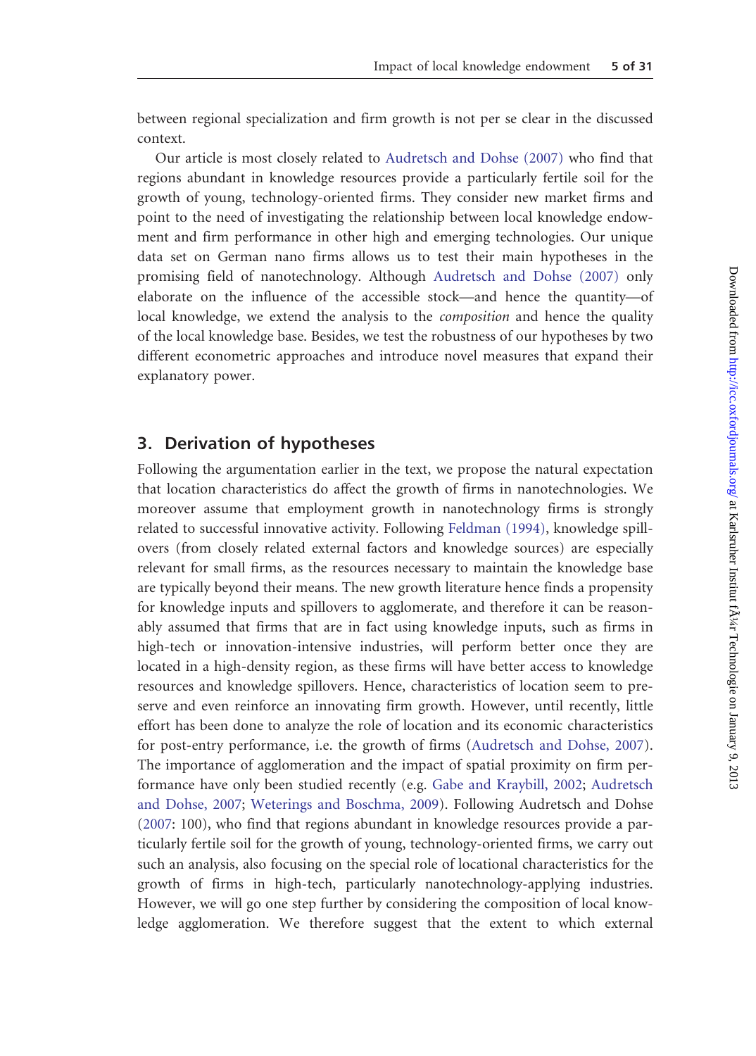between regional specialization and firm growth is not per se clear in the discussed context.

Our article is most closely related to Audretsch and Dohse (2007) who find that regions abundant in knowledge resources provide a particularly fertile soil for the growth of young, technology-oriented firms. They consider new market firms and point to the need of investigating the relationship between local knowledge endowment and firm performance in other high and emerging technologies. Our unique data set on German nano firms allows us to test their main hypotheses in the promising field of nanotechnology. Although Audretsch and Dohse (2007) only elaborate on the influence of the accessible stock—and hence the quantity—of local knowledge, we extend the analysis to the *composition* and hence the quality of the local knowledge base. Besides, we test the robustness of our hypotheses by two different econometric approaches and introduce novel measures that expand their explanatory power.

## 3. Derivation of hypotheses

Following the argumentation earlier in the text, we propose the natural expectation that location characteristics do affect the growth of firms in nanotechnologies. We moreover assume that employment growth in nanotechnology firms is strongly related to successful innovative activity. Following Feldman (1994), knowledge spillovers (from closely related external factors and knowledge sources) are especially relevant for small firms, as the resources necessary to maintain the knowledge base are typically beyond their means. The new growth literature hence finds a propensity for knowledge inputs and spillovers to agglomerate, and therefore it can be reasonably assumed that firms that are in fact using knowledge inputs, such as firms in high-tech or innovation-intensive industries, will perform better once they are located in a high-density region, as these firms will have better access to knowledge resources and knowledge spillovers. Hence, characteristics of location seem to preserve and even reinforce an innovating firm growth. However, until recently, little effort has been done to analyze the role of location and its economic characteristics for post-entry performance, i.e. the growth of firms (Audretsch and Dohse, 2007). The importance of agglomeration and the impact of spatial proximity on firm performance have only been studied recently (e.g. Gabe and Kraybill, 2002; Audretsch and Dohse, 2007; Weterings and Boschma, 2009). Following Audretsch and Dohse (2007: 100), who find that regions abundant in knowledge resources provide a particularly fertile soil for the growth of young, technology-oriented firms, we carry out such an analysis, also focusing on the special role of locational characteristics for the growth of firms in high-tech, particularly nanotechnology-applying industries. However, we will go one step further by considering the composition of local knowledge agglomeration. We therefore suggest that the extent to which external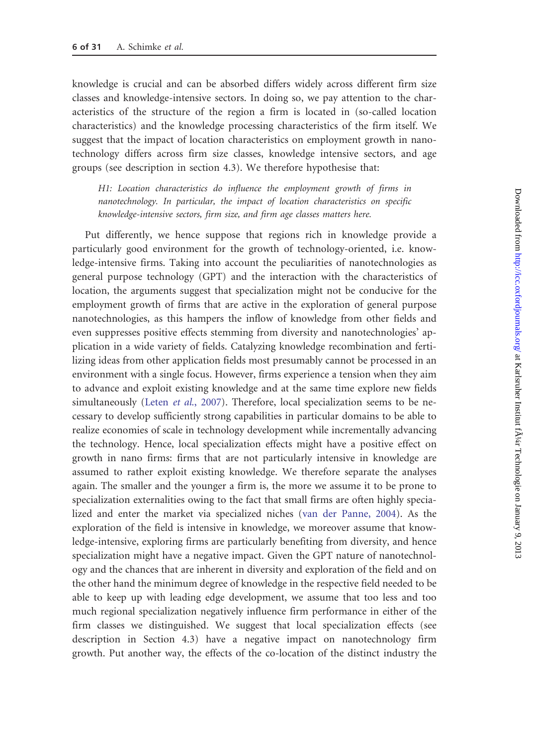knowledge is crucial and can be absorbed differs widely across different firm size classes and knowledge-intensive sectors. In doing so, we pay attention to the characteristics of the structure of the region a firm is located in (so-called location characteristics) and the knowledge processing characteristics of the firm itself. We suggest that the impact of location characteristics on employment growth in nanotechnology differs across firm size classes, knowledge intensive sectors, and age groups (see description in section 4.3). We therefore hypothesise that:

> *H1: Location characteristics do influence the employment growth of firms in nanotechnology. In particular, the impact of location characteristics on specific knowledge-intensive sectors, firm size, and firm age classes matters here.*

Put differently, we hence suppose that regions rich in knowledge provide a particularly good environment for the growth of technology-oriented, i.e. knowledge-intensive firms. Taking into account the peculiarities of nanotechnologies as general purpose technology (GPT) and the interaction with the characteristics of location, the arguments suggest that specialization might not be conducive for the employment growth of firms that are active in the exploration of general purpose nanotechnologies, as this hampers the inflow of knowledge from other fields and even suppresses positive effects stemming from diversity and nanotechnologies' application in a wide variety of fields. Catalyzing knowledge recombination and fertilizing ideas from other application fields most presumably cannot be processed in an environment with a single focus. However, firms experience a tension when they aim to advance and exploit existing knowledge and at the same time explore new fields simultaneously (Leten *et al.*, 2007). Therefore, local specialization seems to be necessary to develop sufficiently strong capabilities in particular domains to be able to realize economies of scale in technology development while incrementally advancing the technology. Hence, local specialization effects might have a positive effect on growth in nano firms: firms that are not particularly intensive in knowledge are assumed to rather exploit existing knowledge. We therefore separate the analyses again. The smaller and the younger a firm is, the more we assume it to be prone to specialization externalities owing to the fact that small firms are often highly specialized and enter the market via specialized niches (van der Panne, 2004). As the exploration of the field is intensive in knowledge, we moreover assume that knowledge-intensive, exploring firms are particularly benefiting from diversity, and hence specialization might have a negative impact. Given the GPT nature of nanotechnology and the chances that are inherent in diversity and exploration of the field and on the other hand the minimum degree of knowledge in the respective field needed to be able to keep up with leading edge development, we assume that too less and too much regional specialization negatively influence firm performance in either of the firm classes we distinguished. We suggest that local specialization effects (see description in Section 4.3) have a negative impact on nanotechnology firm growth. Put another way, the effects of the co-location of the distinct industry the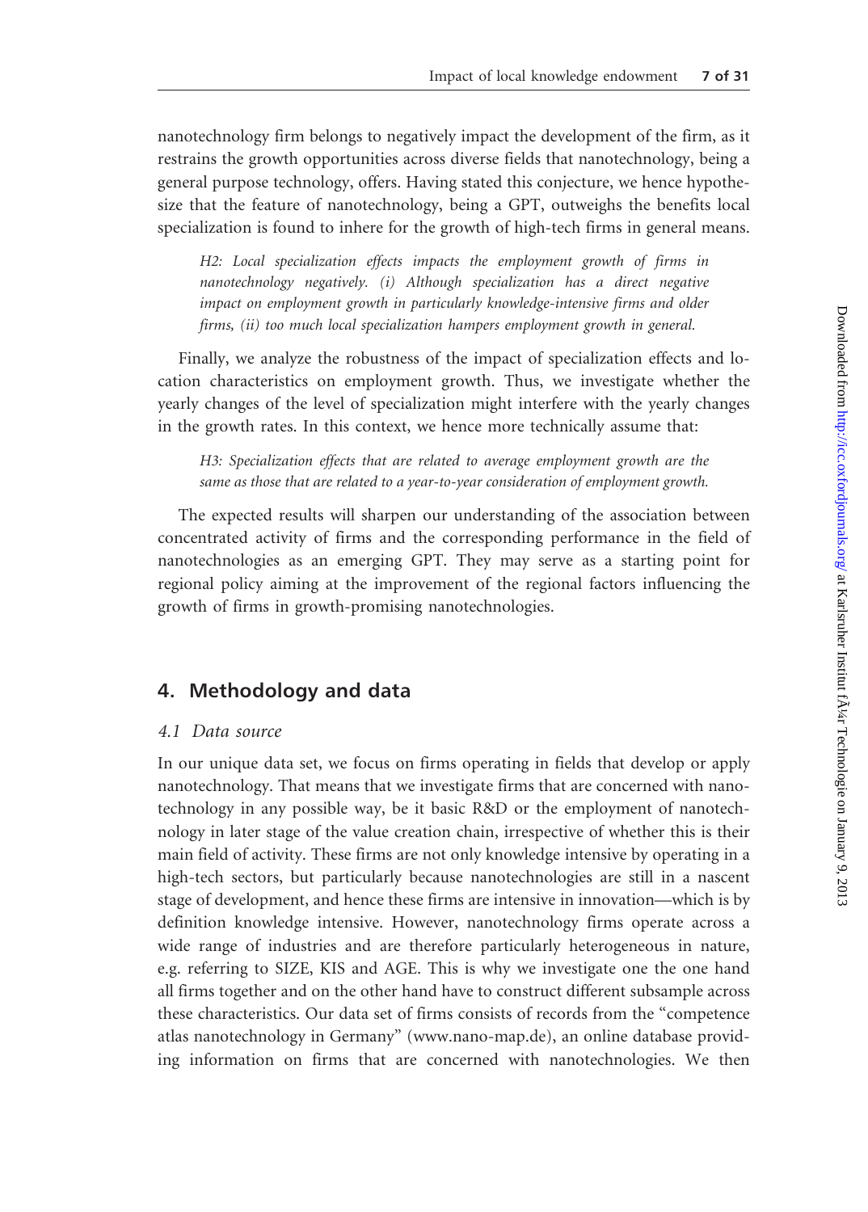nanotechnology firm belongs to negatively impact the development of the firm, as it restrains the growth opportunities across diverse fields that nanotechnology, being a general purpose technology, offers. Having stated this conjecture, we hence hypothesize that the feature of nanotechnology, being a GPT, outweighs the benefits local specialization is found to inhere for the growth of high-tech firms in general means.

> *H2: Local specialization effects impacts the employment growth of firms in nanotechnology negatively. (i) Although specialization has a direct negative impact on employment growth in particularly knowledge-intensive firms and older firms, (ii) too much local specialization hampers employment growth in general.*

Finally, we analyze the robustness of the impact of specialization effects and location characteristics on employment growth. Thus, we investigate whether the yearly changes of the level of specialization might interfere with the yearly changes in the growth rates. In this context, we hence more technically assume that:

> *H3: Specialization effects that are related to average employment growth are the same as those that are related to a year-to-year consideration of employment growth.*

The expected results will sharpen our understanding of the association between concentrated activity of firms and the corresponding performance in the field of nanotechnologies as an emerging GPT. They may serve as a starting point for regional policy aiming at the improvement of the regional factors influencing the growth of firms in growth-promising nanotechnologies.

## 4. Methodology and data

### 4.1 Data source

In our unique data set, we focus on firms operating in fields that develop or apply nanotechnology. That means that we investigate firms that are concerned with nanotechnology in any possible way, be it basic R&D or the employment of nanotechnology in later stage of the value creation chain, irrespective of whether this is their main field of activity. These firms are not only knowledge intensive by operating in a high-tech sectors, but particularly because nanotechnologies are still in a nascent stage of development, and hence these firms are intensive in innovation—which is by definition knowledge intensive. However, nanotechnology firms operate across a wide range of industries and are therefore particularly heterogeneous in nature, e.g. referring to SIZE, KIS and AGE. This is why we investigate one the one hand all firms together and on the other hand have to construct different subsample across these characteristics. Our data set of firms consists of records from the "competence atlas nanotechnology in Germany" (www.nano-map.de), an online database providing information on firms that are concerned with nanotechnologies. We then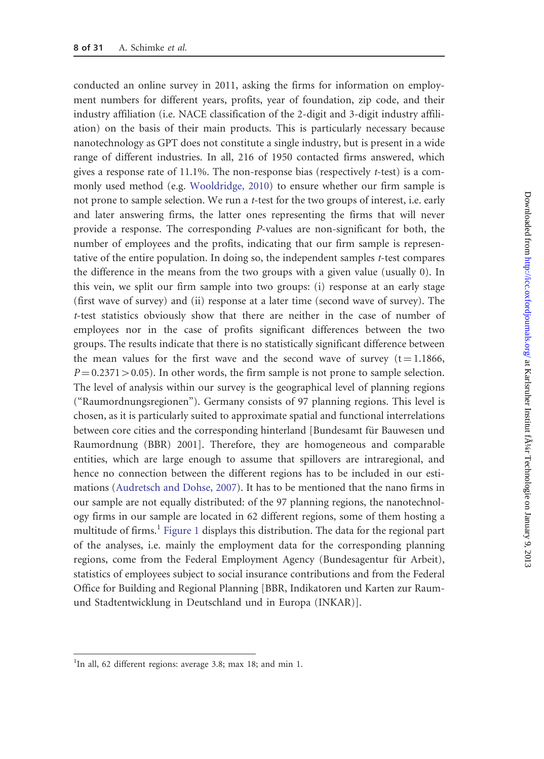conducted an online survey in 2011, asking the firms for information on employment numbers for different years, profits, year of foundation, zip code, and their industry affiliation (i.e. NACE classification of the 2-digit and 3-digit industry affiliation) on the basis of their main products. This is particularly necessary because nanotechnology as GPT does not constitute a single industry, but is present in a wide range of different industries. In all, 216 of 1950 contacted firms answered, which gives a response rate of 11.1%. The non-response bias (respectively *t*-test) is a commonly used method (e.g. Wooldridge, 2010) to ensure whether our firm sample is not prone to sample selection. We run a *t*-test for the two groups of interest, i.e. early and later answering firms, the latter ones representing the firms that will never provide a response. The corresponding *P*-values are non-significant for both, the number of employees and the profits, indicating that our firm sample is representative of the entire population. In doing so, the independent samples *t*-test compares the difference in the means from the two groups with a given value (usually 0). In this vein, we split our firm sample into two groups: (i) response at an early stage (first wave of survey) and (ii) response at a later time (second wave of survey). The *t*-test statistics obviously show that there are neither in the case of number of employees nor in the case of profits significant differences between the two groups. The results indicate that there is no statistically significant difference between the mean values for the first wave and the second wave of survey ($t = 1.1866$, $P = 0.2371 > 0.05$). In other words, the firm sample is not prone to sample selection. The level of analysis within our survey is the geographical level of planning regions ("Raumordnungsregionen"). Germany consists of 97 planning regions. This level is chosen, as it is particularly suited to approximate spatial and functional interrelations between core cities and the corresponding hinterland [Bundesamt für Bauwesen und Raumordnung (BBR) 2001]. Therefore, they are homogeneous and comparable entities, which are large enough to assume that spillovers are intraregional, and hence no connection between the different regions has to be included in our estimations (Audretsch and Dohse, 2007). It has to be mentioned that the nano firms in our sample are not equally distributed: of the 97 planning regions, the nanotechnology firms in our sample are located in 62 different regions, some of them hosting a multitude of firms.[1] Figure 1 displays this distribution. The data for the regional part of the analyses, i.e. mainly the employment data for the corresponding planning regions, come from the Federal Employment Agency (Bundesagentur für Arbeit), statistics of employees subject to social insurance contributions and from the Federal Office for Building and Regional Planning [BBR, Indikatoren und Karten zur Raum- und Stadtentwicklung in Deutschland und in Europa (INKAR)].

---

[1] In all, 62 different regions: average 3.8; max 18; and min 1.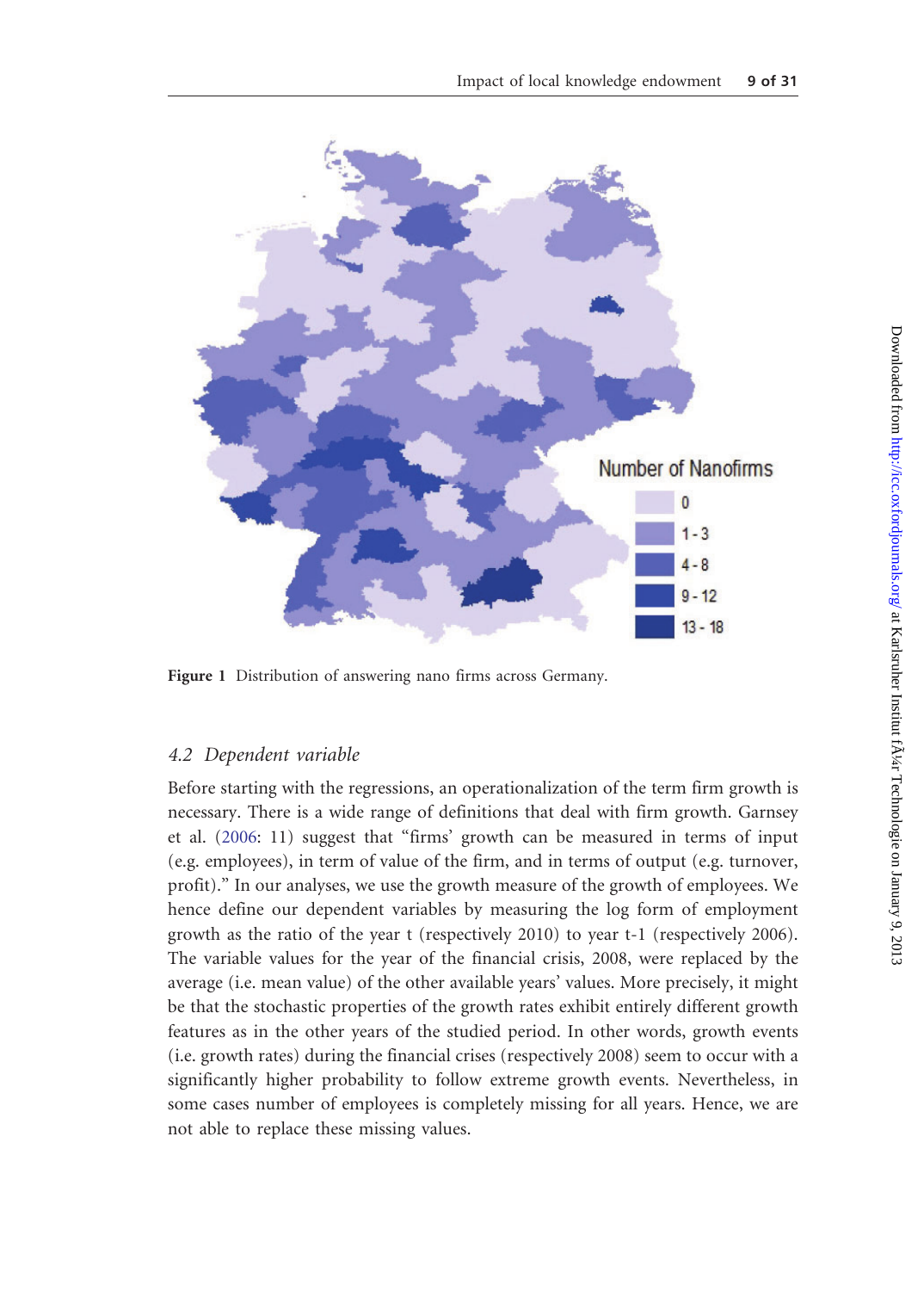Figure 1 Distribution of answering nano firms across Germany.

### 4.2 Dependent variable

Before starting with the regressions, an operationalization of the term firm growth is necessary. There is a wide range of definitions that deal with firm growth. Garnsey et al. (2006: 11) suggest that "firms' growth can be measured in terms of input (e.g. employees), in term of value of the firm, and in terms of output (e.g. turnover, profit)." In our analyses, we use the growth measure of the growth of employees. We hence define our dependent variables by measuring the log form of employment growth as the ratio of the year t (respectively 2010) to year t-1 (respectively 2006). The variable values for the year of the financial crisis, 2008, were replaced by the average (i.e. mean value) of the other available years' values. More precisely, it might be that the stochastic properties of the growth rates exhibit entirely different growth features as in the other years of the studied period. In other words, growth events (i.e. growth rates) during the financial crises (respectively 2008) seem to occur with a significantly higher probability to follow extreme growth events. Nevertheless, in some cases number of employees is completely missing for all years. Hence, we are not able to replace these missing values.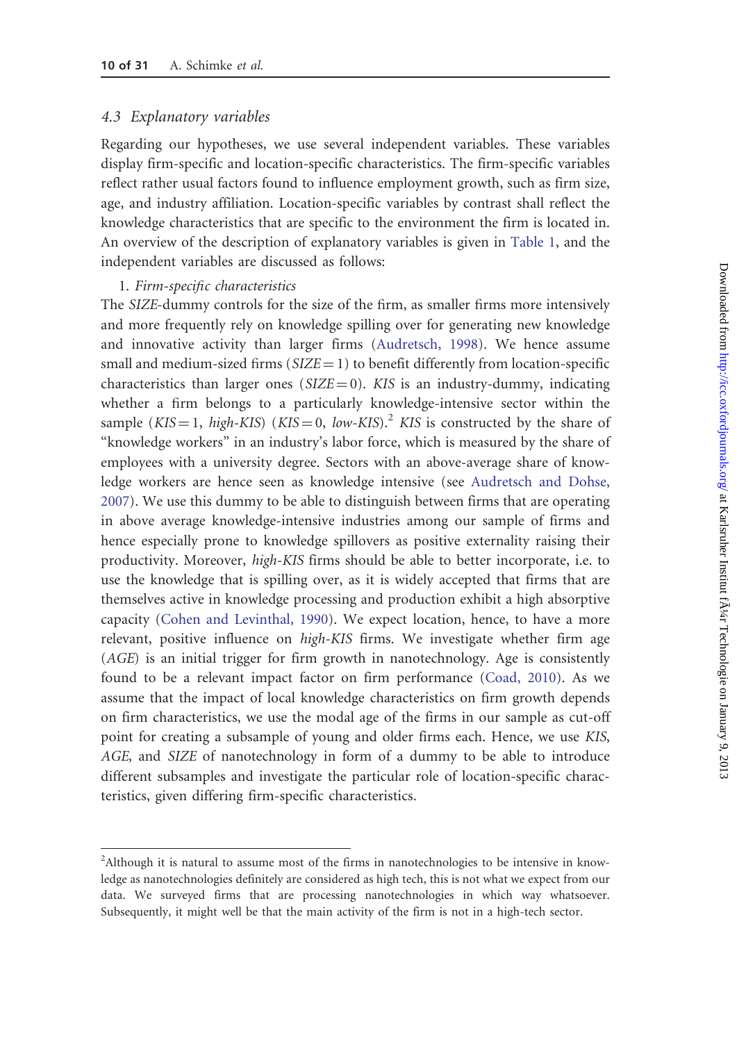### 4.3 *Explanatory variables*

Regarding our hypotheses, we use several independent variables. These variables display firm-specific and location-specific characteristics. The firm-specific variables reflect rather usual factors found to influence employment growth, such as firm size, age, and industry affiliation. Location-specific variables by contrast shall reflect the knowledge characteristics that are specific to the environment the firm is located in. An overview of the description of explanatory variables is given in Table 1, and the independent variables are discussed as follows:

1. *Firm-specific characteristics*

The *SIZE*-dummy controls for the size of the firm, as smaller firms more intensively and more frequently rely on knowledge spilling over for generating new knowledge and innovative activity than larger firms (Audretsch, 1998). We hence assume small and medium-sized firms (*SIZE* = 1) to benefit differently from location-specific characteristics than larger ones (*SIZE* = 0). *KIS* is an industry-dummy, indicating whether a firm belongs to a particularly knowledge-intensive sector within the sample (*KIS* = 1, *high-KIS*) (*KIS* = 0, *low-KIS*).[2] *KIS* is constructed by the share of "knowledge workers" in an industry's labor force, which is measured by the share of employees with a university degree. Sectors with an above-average share of knowledge workers are hence seen as knowledge intensive (see Audretsch and Dohse, 2007). We use this dummy to be able to distinguish between firms that are operating in above average knowledge-intensive industries among our sample of firms and hence especially prone to knowledge spillovers as positive externality raising their productivity. Moreover, *high-KIS* firms should be able to better incorporate, i.e. to use the knowledge that is spilling over, as it is widely accepted that firms that are themselves active in knowledge processing and production exhibit a high absorptive capacity (Cohen and Levinthal, 1990). We expect location, hence, to have a more relevant, positive influence on *high-KIS* firms. We investigate whether firm age (*AGE*) is an initial trigger for firm growth in nanotechnology. Age is consistently found to be a relevant impact factor on firm performance (Coad, 2010). As we assume that the impact of local knowledge characteristics on firm growth depends on firm characteristics, we use the modal age of the firms in our sample as cut-off point for creating a subsample of young and older firms each. Hence, we use *KIS*, *AGE*, and *SIZE* of nanotechnology in form of a dummy to be able to introduce different subsamples and investigate the particular role of location-specific characteristics, given differing firm-specific characteristics.

---

[2]Although it is natural to assume most of the firms in nanotechnologies to be intensive in knowledge as nanotechnologies definitely are considered as high tech, this is not what we expect from our data. We surveyed firms that are processing nanotechnologies in which way whatsoever. Subsequently, it might well be that the main activity of the firm is not in a high-tech sector.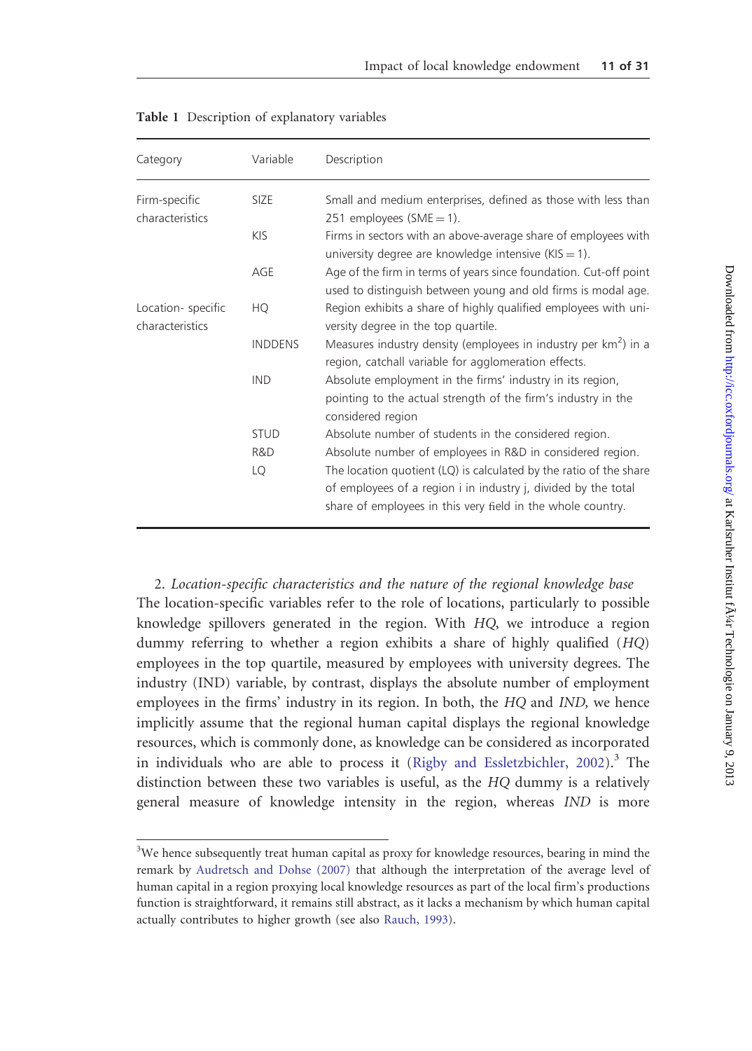Table 1 Description of explanatory variables

| Category | Variable | Description |
| --- | --- | --- |
| Firm-specific characteristics | SIZE | Small and medium enterprises, defined as those with less than 251 employees (SME = 1). |
| | KIS | Firms in sectors with an above-average share of employees with university degree are knowledge intensive (KIS = 1). |
| | AGE | Age of the firm in terms of years since foundation. Cut-off point used to distinguish between young and old firms is modal age. |
| Location- specific characteristics | HQ | Region exhibits a share of highly qualified employees with university degree in the top quartile. |
| | INDDENS | Measures industry density (employees in industry per $km^2$) in a region, catchall variable for agglomeration effects. |
| | IND | Absolute employment in the firms' industry in its region, pointing to the actual strength of the firm's industry in the considered region |
| | STUD | Absolute number of students in the considered region. |
| | R&D | Absolute number of employees in R&D in considered region. |
| | LQ | The location quotient (LQ) is calculated by the ratio of the share of employees of a region i in industry j, divided by the total share of employees in this very field in the whole country. |

2. *Location-specific characteristics and the nature of the regional knowledge base*

The location-specific variables refer to the role of locations, particularly to possible knowledge spillovers generated in the region. With *HQ*, we introduce a region dummy referring to whether a region exhibits a share of highly qualified (*HQ*) employees in the top quartile, measured by employees with university degrees. The industry (IND) variable, by contrast, displays the absolute number of employment employees in the firms' industry in its region. In both, the *HQ* and *IND*, we hence implicitly assume that the regional human capital displays the regional knowledge resources, which is commonly done, as knowledge can be considered as incorporated in individuals who are able to process it (Rigby and Essletzbichler, 2002).[3] The distinction between these two variables is useful, as the *HQ* dummy is a relatively general measure of knowledge intensity in the region, whereas *IND* is more

[3] We hence subsequently treat human capital as proxy for knowledge resources, bearing in mind the remark by Audretsch and Dohse (2007) that although the interpretation of the average level of human capital in a region proxying local knowledge resources as part of the local firm's productions function is straightforward, it remains still abstract, as it lacks a mechanism by which human capital actually contributes to higher growth (see also Rauch, 1993).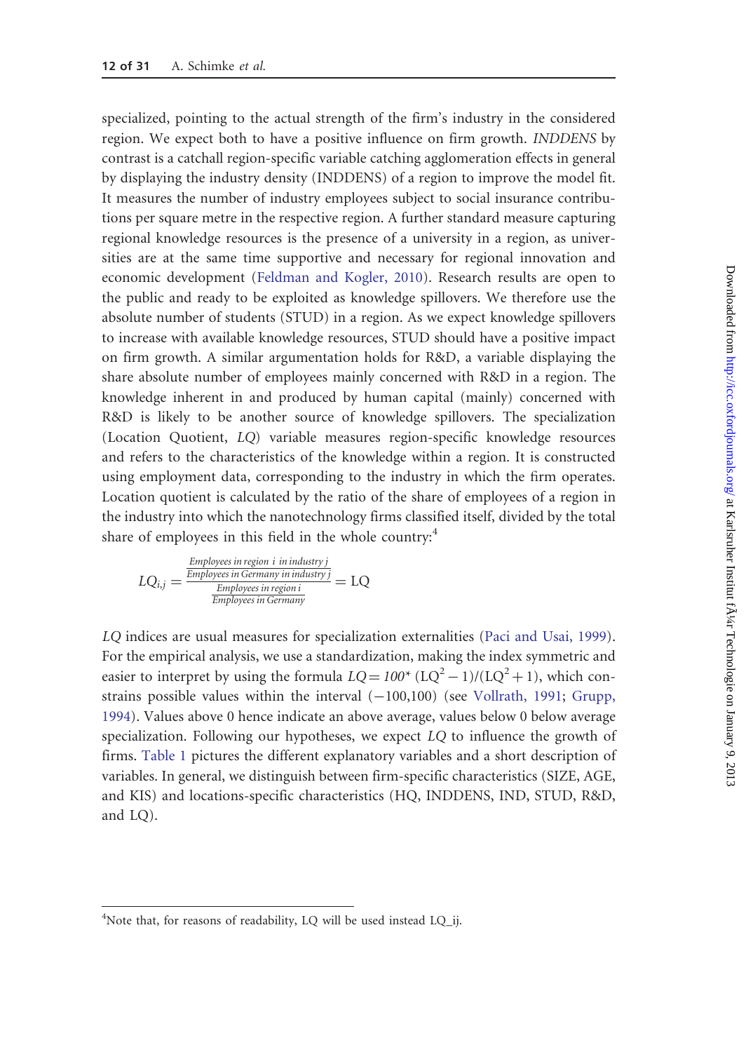specialized, pointing to the actual strength of the firm's industry in the considered region. We expect both to have a positive influence on firm growth. *INDDENS* by contrast is a catchall region-specific variable catching agglomeration effects in general by displaying the industry density (INDDENS) of a region to improve the model fit. It measures the number of industry employees subject to social insurance contributions per square metre in the respective region. A further standard measure capturing regional knowledge resources is the presence of a university in a region, as universities are at the same time supportive and necessary for regional innovation and economic development (Feldman and Kogler, 2010). Research results are open to the public and ready to be exploited as knowledge spillovers. We therefore use the absolute number of students (STUD) in a region. As we expect knowledge spillovers to increase with available knowledge resources, STUD should have a positive impact on firm growth. A similar argumentation holds for R&D, a variable displaying the share absolute number of employees mainly concerned with R&D in a region. The knowledge inherent in and produced by human capital (mainly) concerned with R&D is likely to be another source of knowledge spillovers. The specialization (Location Quotient, *LQ*) variable measures region-specific knowledge resources and refers to the characteristics of the knowledge within a region. It is constructed using employment data, corresponding to the industry in which the firm operates. Location quotient is calculated by the ratio of the share of employees of a region in the industry into which the nanotechnology firms classified itself, divided by the total share of employees in this field in the whole country:[4]

$$LQ_{i,j} = \frac{\frac{\textit{Employees in region i in industry j}}{\textit{Employees in Germany in industry j}}}{\frac{\textit{Employees in region i}}{\textit{Employees in Germany}}} = \mathrm{LQ}$$

*LQ* indices are usual measures for specialization externalities (Paci and Usai, 1999). For the empirical analysis, we use a standardization, making the index symmetric and easier to interpret by using the formula $LQ = 100^{*}\,(\mathrm{LQ}^2 - 1)/(\mathrm{LQ}^2 + 1)$, which constrains possible values within the interval $(-100,100)$ (see Vollrath, 1991; Grupp, 1994). Values above 0 hence indicate an above average, values below 0 below average specialization. Following our hypotheses, we expect *LQ* to influence the growth of firms. Table 1 pictures the different explanatory variables and a short description of variables. In general, we distinguish between firm-specific characteristics (SIZE, AGE, and KIS) and locations-specific characteristics (HQ, INDDENS, IND, STUD, R&D, and LQ).

---

[4]Note that, for reasons of readability, LQ will be used instead LQ_ij.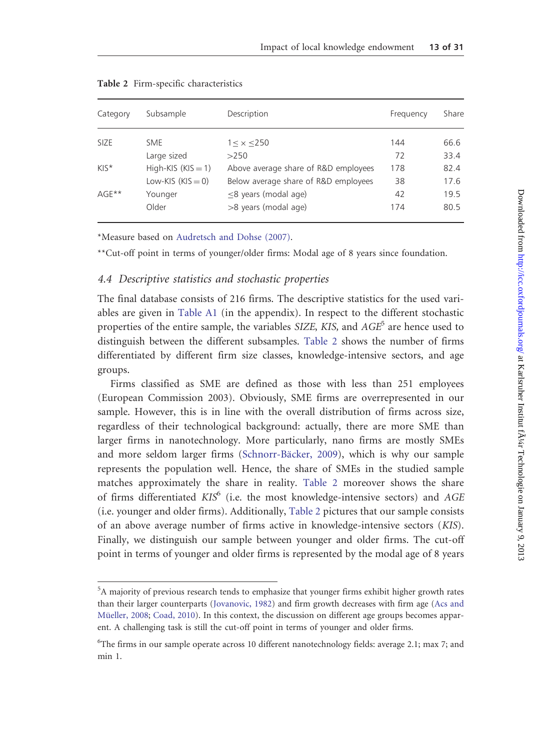Table 2 Firm-specific characteristics

| Category | Subsample | Description | Frequency | Share |
|---|---|---|---|---|
| SIZE | SME | $1 \leq x \leq 250$ | 144 | 66.6 |
| | Large sized | >250 | 72 | 33.4 |
| KIS* | High-KIS (KIS = 1) | Above average share of R&D employees | 178 | 82.4 |
| | Low-KIS (KIS = 0) | Below average share of R&D employees | 38 | 17.6 |
| AGE** | Younger | ≤8 years (modal age) | 42 | 19.5 |
| | Older | >8 years (modal age) | 174 | 80.5 |

*Measure based on Audretsch and Dohse (2007).

**Cut-off point in terms of younger/older firms: Modal age of 8 years since foundation.

### 4.4 Descriptive statistics and stochastic properties

The final database consists of 216 firms. The descriptive statistics for the used variables are given in Table A1 (in the appendix). In respect to the different stochastic properties of the entire sample, the variables *SIZE*, *KIS*, and *AGE*[5] are hence used to distinguish between the different subsamples. Table 2 shows the number of firms differentiated by different firm size classes, knowledge-intensive sectors, and age groups.

Firms classified as SME are defined as those with less than 251 employees (European Commission 2003). Obviously, SME firms are overrepresented in our sample. However, this is in line with the overall distribution of firms across size, regardless of their technological background: actually, there are more SME than larger firms in nanotechnology. More particularly, nano firms are mostly SMEs and more seldom larger firms (Schnorr-Bäcker, 2009), which is why our sample represents the population well. Hence, the share of SMEs in the studied sample matches approximately the share in reality. Table 2 moreover shows the share of firms differentiated *KIS*[6] (i.e. the most knowledge-intensive sectors) and *AGE* (i.e. younger and older firms). Additionally, Table 2 pictures that our sample consists of an above average number of firms active in knowledge-intensive sectors (*KIS*). Finally, we distinguish our sample between younger and older firms. The cut-off point in terms of younger and older firms is represented by the modal age of 8 years

[5]A majority of previous research tends to emphasize that younger firms exhibit higher growth rates than their larger counterparts (Jovanovic, 1982) and firm growth decreases with firm age (Acs and Müeller, 2008; Coad, 2010). In this context, the discussion on different age groups becomes apparent. A challenging task is still the cut-off point in terms of younger and older firms.

[6]The firms in our sample operate across 10 different nanotechnology fields: average 2.1; max 7; and min 1.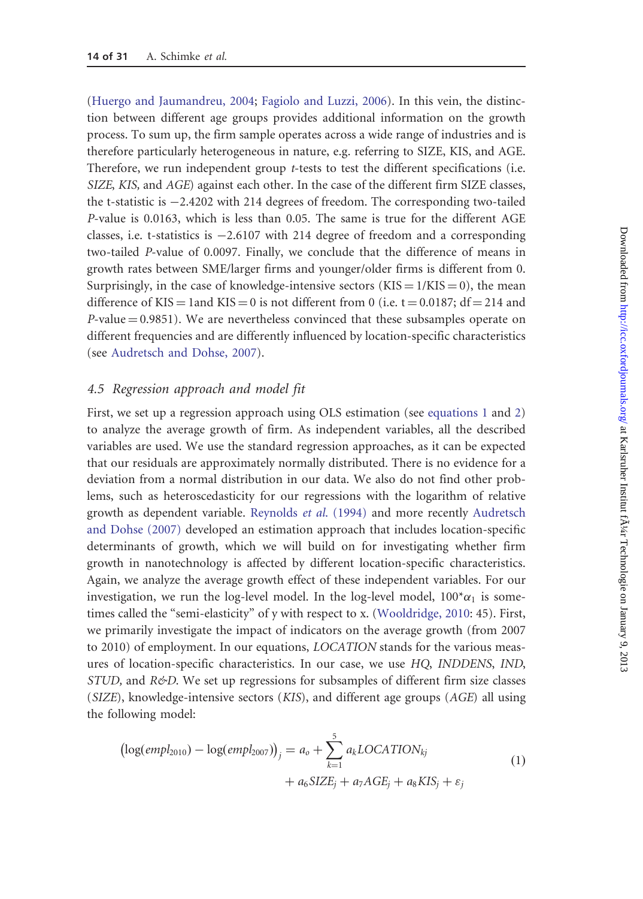(Huergo and Jaumandreu, 2004; Fagiolo and Luzzi, 2006). In this vein, the distinction between different age groups provides additional information on the growth process. To sum up, the firm sample operates across a wide range of industries and is therefore particularly heterogeneous in nature, e.g. referring to SIZE, KIS, and AGE. Therefore, we run independent group *t*-tests to test the different specifications (i.e. *SIZE*, *KIS,* and *AGE*) against each other. In the case of the different firm SIZE classes, the t-statistic is −2.4202 with 214 degrees of freedom. The corresponding two-tailed *P*-value is 0.0163, which is less than 0.05. The same is true for the different AGE classes, i.e. t-statistics is −2.6107 with 214 degree of freedom and a corresponding two-tailed *P*-value of 0.0097. Finally, we conclude that the difference of means in growth rates between SME/larger firms and younger/older firms is different from 0. Surprisingly, in the case of knowledge-intensive sectors (KIS = 1/KIS = 0), the mean difference of KIS = 1and KIS = 0 is not different from 0 (i.e. t = 0.0187; df = 214 and *P*-value = 0.9851). We are nevertheless convinced that these subsamples operate on different frequencies and are differently influenced by location-specific characteristics (see Audretsch and Dohse, 2007).

## 4.5 Regression approach and model fit

First, we set up a regression approach using OLS estimation (see equations 1 and 2) to analyze the average growth of firm. As independent variables, all the described variables are used. We use the standard regression approaches, as it can be expected that our residuals are approximately normally distributed. There is no evidence for a deviation from a normal distribution in our data. We also do not find other problems, such as heteroscedasticity for our regressions with the logarithm of relative growth as dependent variable. Reynolds *et al.* (1994) and more recently Audretsch and Dohse (2007) developed an estimation approach that includes location-specific determinants of growth, which we will build on for investigating whether firm growth in nanotechnology is affected by different location-specific characteristics. Again, we analyze the average growth effect of these independent variables. For our investigation, we run the log-level model. In the log-level model, $100^{*}\alpha_1$ is sometimes called the "semi-elasticity" of y with respect to x. (Wooldridge, 2010: 45). First, we primarily investigate the impact of indicators on the average growth (from 2007 to 2010) of employment. In our equations, *LOCATION* stands for the various measures of location-specific characteristics. In our case, we use *HQ*, *INDDENS*, *IND*, *STUD,* and *R&D*. We set up regressions for subsamples of different firm size classes (*SIZE*), knowledge-intensive sectors (*KIS*), and different age groups (*AGE*) all using the following model:

$$\left(\log(empl_{2010}) - \log(empl_{2007})\right)_j = a_o + \sum_{k=1}^{5} a_k LOCATION_{kj} + a_6 SIZE_j + a_7 AGE_j + a_8 KIS_j + \varepsilon_j \tag{1}$$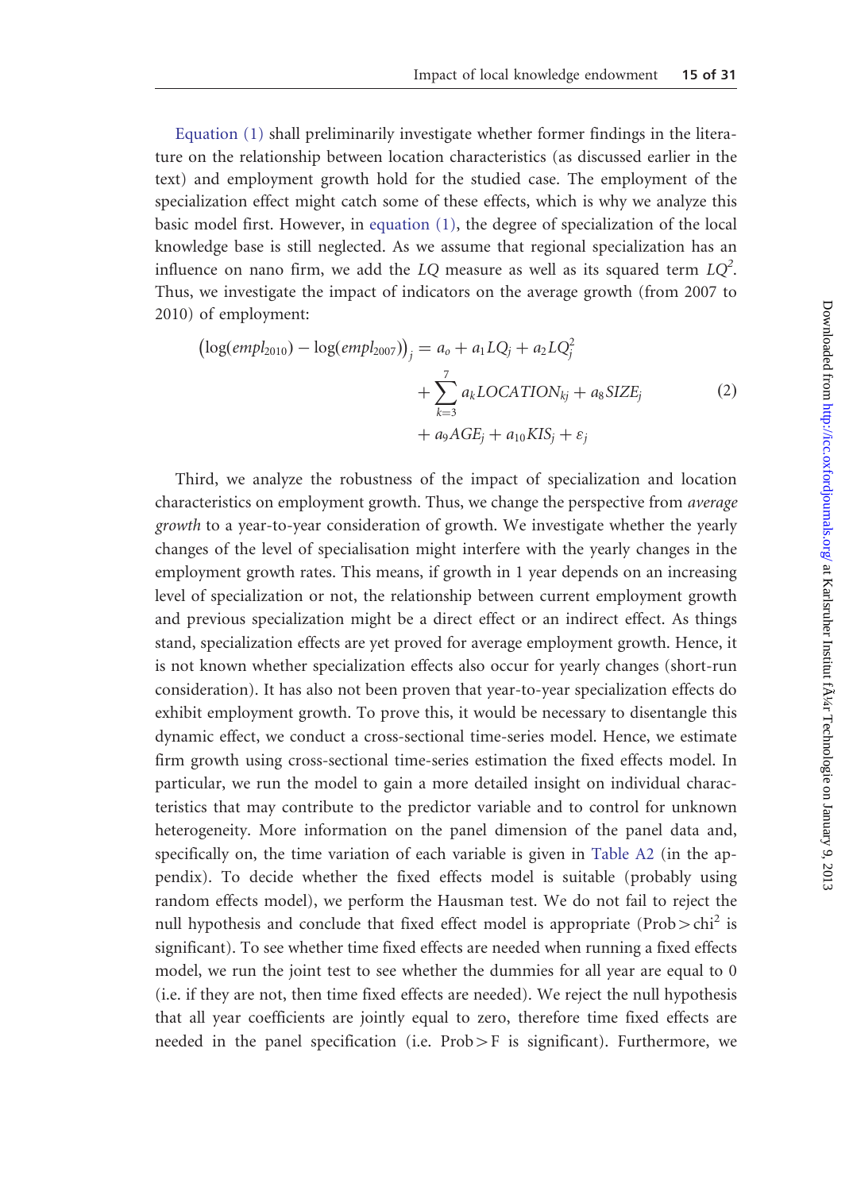Equation (1) shall preliminarily investigate whether former findings in the literature on the relationship between location characteristics (as discussed earlier in the text) and employment growth hold for the studied case. The employment of the specialization effect might catch some of these effects, which is why we analyze this basic model first. However, in equation (1), the degree of specialization of the local knowledge base is still neglected. As we assume that regional specialization has an influence on nano firm, we add the *LQ* measure as well as its squared term $LQ^2$. Thus, we investigate the impact of indicators on the average growth (from 2007 to 2010) of employment:

$$
\begin{aligned}
\left(\log(empl_{2010}) - \log(empl_{2007})\right)_j = a_o + a_1 LQ_j + a_2 LQ_j^2 \\
+ \sum_{k=3}^{7} a_k LOCATION_{kj} + a_8 SIZE_j \\
+ a_9 AGE_j + a_{10} KIS_j + \varepsilon_j
\end{aligned}
\tag{2}
$$

Third, we analyze the robustness of the impact of specialization and location characteristics on employment growth. Thus, we change the perspective from *average growth* to a year-to-year consideration of growth. We investigate whether the yearly changes of the level of specialisation might interfere with the yearly changes in the employment growth rates. This means, if growth in 1 year depends on an increasing level of specialization or not, the relationship between current employment growth and previous specialization might be a direct effect or an indirect effect. As things stand, specialization effects are yet proved for average employment growth. Hence, it is not known whether specialization effects also occur for yearly changes (short-run consideration). It has also not been proven that year-to-year specialization effects do exhibit employment growth. To prove this, it would be necessary to disentangle this dynamic effect, we conduct a cross-sectional time-series model. Hence, we estimate firm growth using cross-sectional time-series estimation the fixed effects model. In particular, we run the model to gain a more detailed insight on individual characteristics that may contribute to the predictor variable and to control for unknown heterogeneity. More information on the panel dimension of the panel data and, specifically on, the time variation of each variable is given in Table A2 (in the appendix). To decide whether the fixed effects model is suitable (probably using random effects model), we perform the Hausman test. We do not fail to reject the null hypothesis and conclude that fixed effect model is appropriate (Prob > $\text{chi}^2$ is significant). To see whether time fixed effects are needed when running a fixed effects model, we run the joint test to see whether the dummies for all year are equal to 0 (i.e. if they are not, then time fixed effects are needed). We reject the null hypothesis that all year coefficients are jointly equal to zero, therefore time fixed effects are needed in the panel specification (i.e. Prob > F is significant). Furthermore, we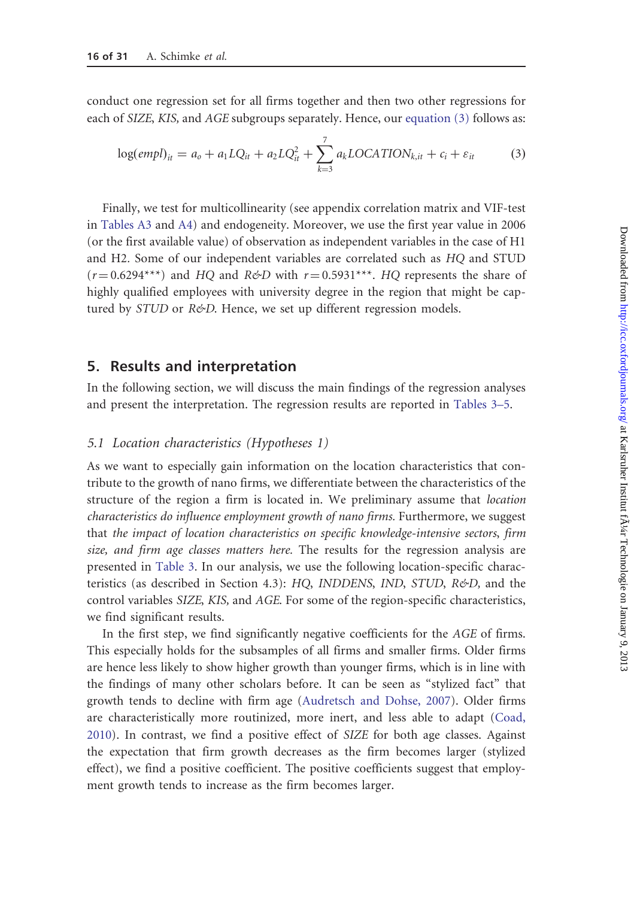conduct one regression set for all firms together and then two other regressions for each of *SIZE*, *KIS,* and *AGE* subgroups separately. Hence, our equation (3) follows as:

$$\log(empl)_{it} = a_o + a_1 LQ_{it} + a_2 LQ_{it}^2 + \sum_{k=3}^{7} a_k LOCATION_{k,it} + c_i + \varepsilon_{it} \tag{3}$$

Finally, we test for multicollinearity (see appendix correlation matrix and VIF-test in Tables A3 and A4) and endogeneity. Moreover, we use the first year value in 2006 (or the first available value) of observation as independent variables in the case of H1 and H2. Some of our independent variables are correlated such as *HQ* and STUD ($r = 0.6294^{***}$) and *HQ* and *R&D* with $r = 0.5931^{***}$. *HQ* represents the share of highly qualified employees with university degree in the region that might be captured by *STUD* or *R&D*. Hence, we set up different regression models.

## 5. Results and interpretation

In the following section, we will discuss the main findings of the regression analyses and present the interpretation. The regression results are reported in Tables 3–5.

### 5.1 Location characteristics (Hypotheses 1)

As we want to especially gain information on the location characteristics that contribute to the growth of nano firms, we differentiate between the characteristics of the structure of the region a firm is located in. We preliminary assume that *location characteristics do influence employment growth of nano firms.* Furthermore, we suggest that *the impact of location characteristics on specific knowledge-intensive sectors, firm size, and firm age classes matters here.* The results for the regression analysis are presented in Table 3. In our analysis, we use the following location-specific characteristics (as described in Section 4.3): *HQ, INDDENS, IND, STUD, R&D,* and the control variables *SIZE, KIS,* and *AGE.* For some of the region-specific characteristics, we find significant results.

In the first step, we find significantly negative coefficients for the *AGE* of firms. This especially holds for the subsamples of all firms and smaller firms. Older firms are hence less likely to show higher growth than younger firms, which is in line with the findings of many other scholars before. It can be seen as "stylized fact" that growth tends to decline with firm age (Audretsch and Dohse, 2007). Older firms are characteristically more routinized, more inert, and less able to adapt (Coad, 2010). In contrast, we find a positive effect of *SIZE* for both age classes. Against the expectation that firm growth decreases as the firm becomes larger (stylized effect), we find a positive coefficient. The positive coefficients suggest that employment growth tends to increase as the firm becomes larger.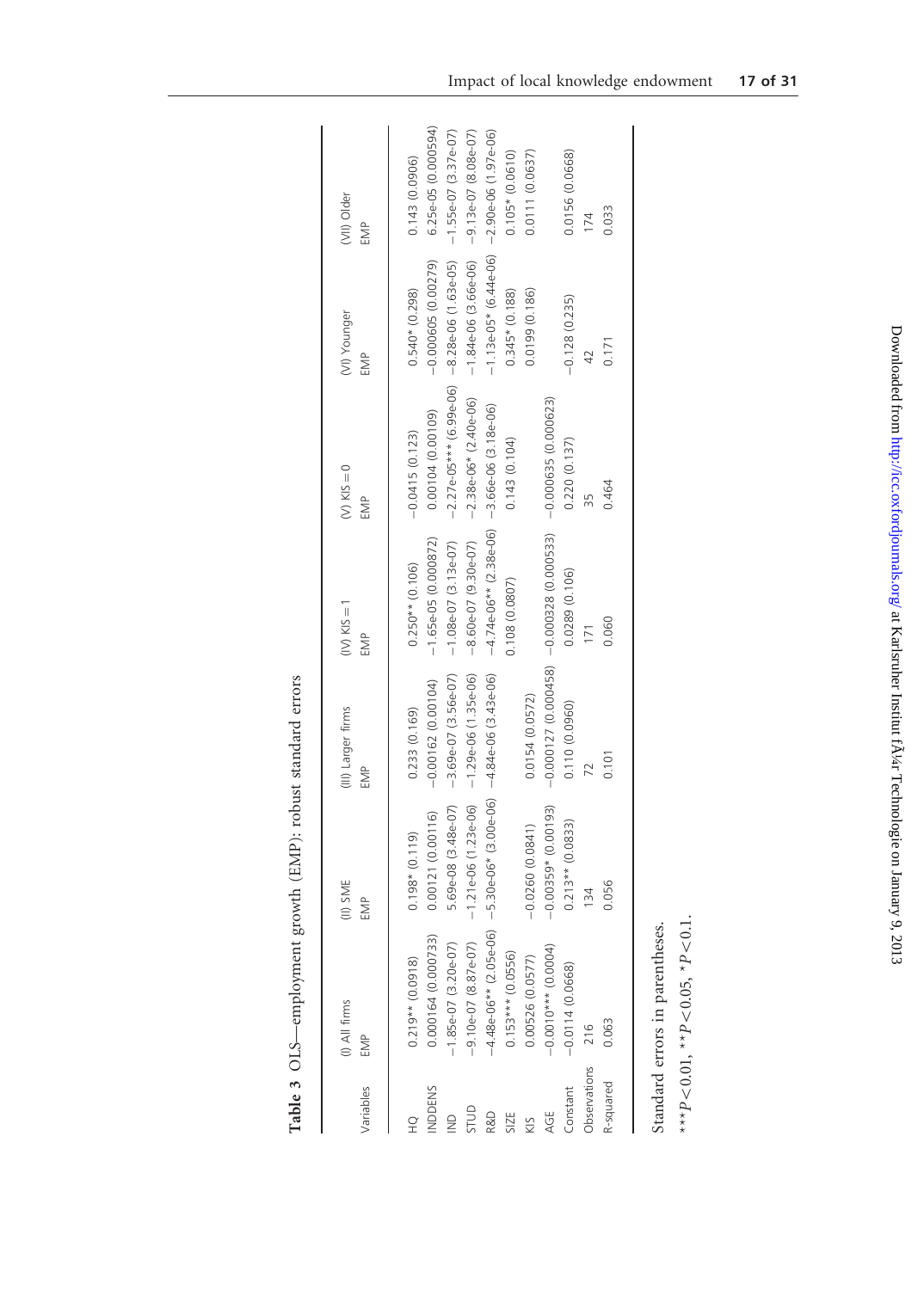**Table 3** OLS—employment growth (EMP): robust standard errors

| Variables | (I) All firms | (II) SME | (III) Larger firms | (IV) KIS = 1 | (V) KIS = 0 | (VI) Younger | (VII) Older |
|---|---|---|---|---|---|---|---|
| | EMP | EMP | EMP | EMP | EMP | EMP | EMP |
| HQ | 0.219** (0.0918) | 0.198* (0.119) | 0.233 (0.169) | 0.250** (0.106) | −0.0415 (0.123) | 0.540* (0.298) | 0.143 (0.0906) |
| INDDENS | 0.000164 (0.000733) | 0.00121 (0.00116) | −0.00162 (0.00104) | −1.65e-05 (0.000872) | 0.00104 (0.00109) | −0.000605 (0.00279) | 6.25e-05 (0.000594) |
| IND | −1.85e-07 (3.20e-07) | 5.69e-08 (3.48e-07) | −3.69e-07 (3.56e-07) | −1.08e-07 (3.13e-07) | −2.27e-05*** (6.99e-06) | −8.28e-06 (1.63e-05) | −1.55e-07 (3.37e-07) |
| STUD | −9.10e-07 (8.87e-07) | −1.21e-06 (1.23e-06) | −1.29e-06 (1.35e-06) | −8.60e-07 (9.30e-07) | −2.38e-06* (2.40e-06) | −1.84e-06 (3.66e-06) | −9.13e-07 (8.08e-07) |
| R&D | −4.48e-06** (2.05e-06) | −5.30e-06* (3.00e-06) | −4.84e-06 (3.43e-06) | −4.74e-06** (2.38e-06) | −3.66e-06 (3.18e-06) | −1.13e-05* (6.44e-06) | −2.90e-06 (1.97e-06) |
| SIZE | 0.153*** (0.0556) | | | 0.108 (0.0807) | 0.143 (0.104) | 0.345* (0.188) | 0.105* (0.0610) |
| KIS | 0.00526 (0.0577) | −0.0260 (0.0841) | 0.0154 (0.0572) | | | 0.0199 (0.186) | 0.0111 (0.0637) |
| AGE | −0.0010*** (0.0004) | −0.00359* (0.00193) | −0.000127 (0.000458) | −0.000328 (0.000533) | −0.000635 (0.000623) | | |
| Constant | −0.0114 (0.0668) | 0.213** (0.0833) | 0.110 (0.0960) | 0.0289 (0.106) | 0.220 (0.137) | −0.128 (0.235) | 0.0156 (0.0668) |
| Observations | 216 | 134 | 72 | 171 | 35 | 42 | 174 |
| R-squared | 0.063 | 0.056 | 0.101 | 0.060 | 0.464 | 0.171 | 0.033 |

Standard errors in parentheses.

$^{***}P<0.01$, $^{**}P<0.05$, $^{*}P<0.1$.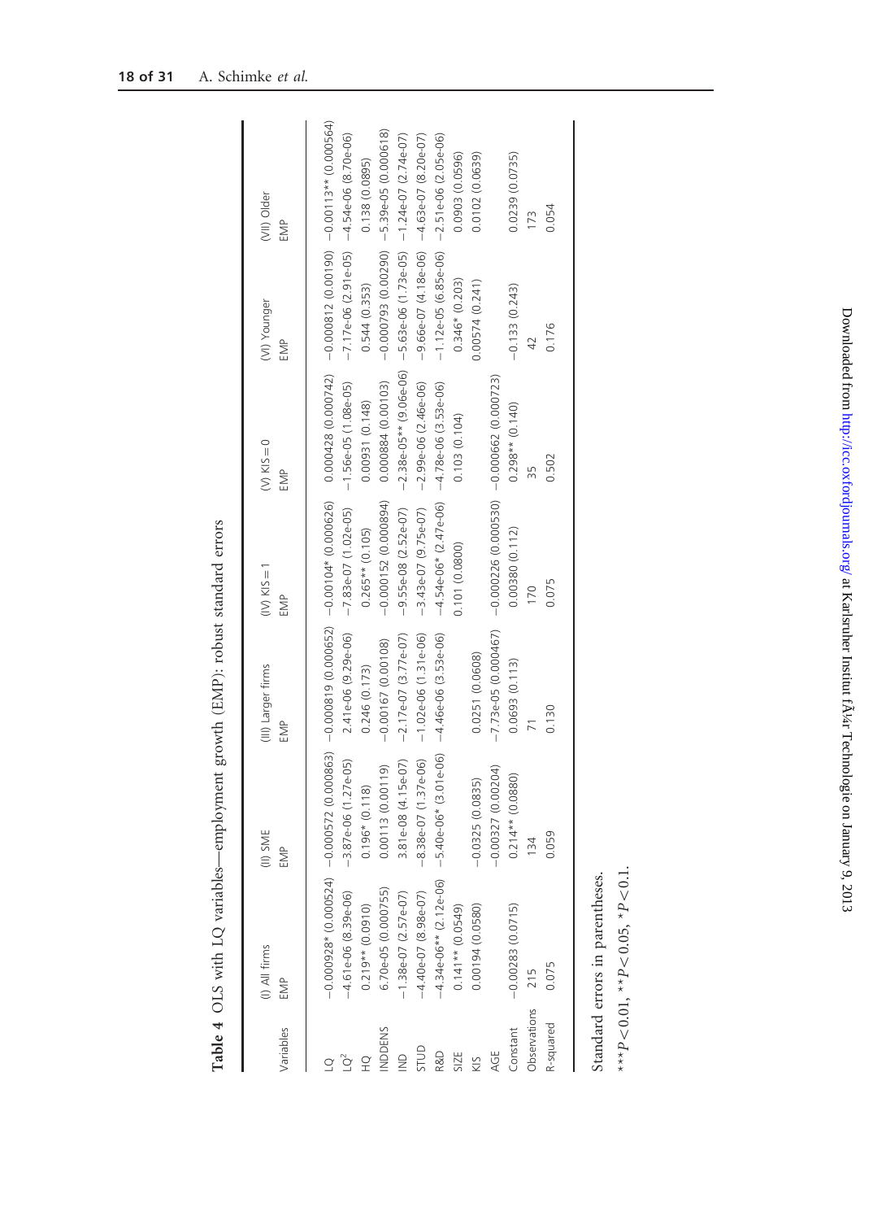**Table 4** OLS with LQ variables—employment growth (EMP): robust standard errors

| Variables | (I) All firms | (II) SME | (III) Larger firms | (IV) KIS = 1 | (V) KIS = 0 | (VI) Younger | (VII) Older |
|---|---|---|---|---|---|---|---|
| | EMP | EMP | EMP | EMP | EMP | EMP | EMP |
| LQ | −0.000928* (0.000524) | −0.000572 (0.000863) | −0.000819 (0.000652) | −0.00104* (0.000626) | 0.000428 (0.000742) | −0.000812 (0.00190) | −0.00113** (0.000564) |
| $LQ^2$ | −4.61e-06 (8.39e-06) | −3.87e-06 (1.27e-05) | 2.41e-06 (9.29e-06) | −7.83e-07 (1.02e-05) | −1.56e-05 (1.08e-05) | −7.17e-06 (2.91e-05) | −4.54e-06 (8.70e-06) |
| HQ | 0.219** (0.0910) | 0.196* (0.118) | 0.246 (0.173) | 0.265** (0.105) | 0.00931 (0.148) | 0.544 (0.353) | 0.138 (0.0895) |
| INDDENS | 6.70e-05 (0.000755) | 0.00113 (0.00119) | −0.00167 (0.00108) | −0.000152 (0.000894) | 0.000884 (0.00103) | −0.000793 (0.00290) | −5.39e-05 (0.000618) |
| IND | −1.38e-07 (2.57e-07) | 3.81e-08 (4.15e-07) | −2.17e-07 (3.77e-07) | −9.55e-08 (2.52e-07) | −2.38e-05** (9.06e-06) | −5.63e-06 (1.73e-05) | −1.24e-07 (2.74e-07) |
| STUD | −4.40e-07 (8.98e-07) | −8.38e-07 (1.37e-06) | −1.02e-06 (1.31e-06) | −3.43e-07 (9.75e-07) | −2.99e-06 (2.46e-06) | −9.66e-07 (4.18e-06) | −4.63e-07 (8.20e-07) |
| R&D | −4.34e-06** (2.12e-06) | −5.40e-06* (3.01e-06) | −4.46e-06 (3.53e-06) | −4.54e-06* (2.47e-06) | −4.78e-06 (3.53e-06) | −1.12e-05 (6.85e-06) | −2.51e-06 (2.05e-06) |
| SIZE | 0.141** (0.0549) | | | 0.101 (0.0800) | 0.103 (0.104) | 0.346* (0.203) | 0.0903 (0.0596) |
| KIS | 0.00194 (0.0580) | −0.0325 (0.0835) | 0.0251 (0.0608) | | | 0.00574 (0.241) | 0.0102 (0.0639) |
| AGE | | −0.00327 (0.00204) | −7.73e-05 (0.000467) | −0.000226 (0.000530) | −0.000662 (0.000723) | | |
| Constant | −0.00283 (0.0715) | 0.214** (0.0880) | 0.0693 (0.113) | 0.00380 (0.112) | 0.298** (0.140) | −0.133 (0.243) | 0.0239 (0.0735) |
| Observations | 215 | 134 | 71 | 170 | 35 | 42 | 173 |
| R-squared | 0.075 | 0.059 | 0.130 | 0.075 | 0.502 | 0.176 | 0.054 |

Standard errors in parentheses.

***$P<0.01$, **$P<0.05$, *$P<0.1$.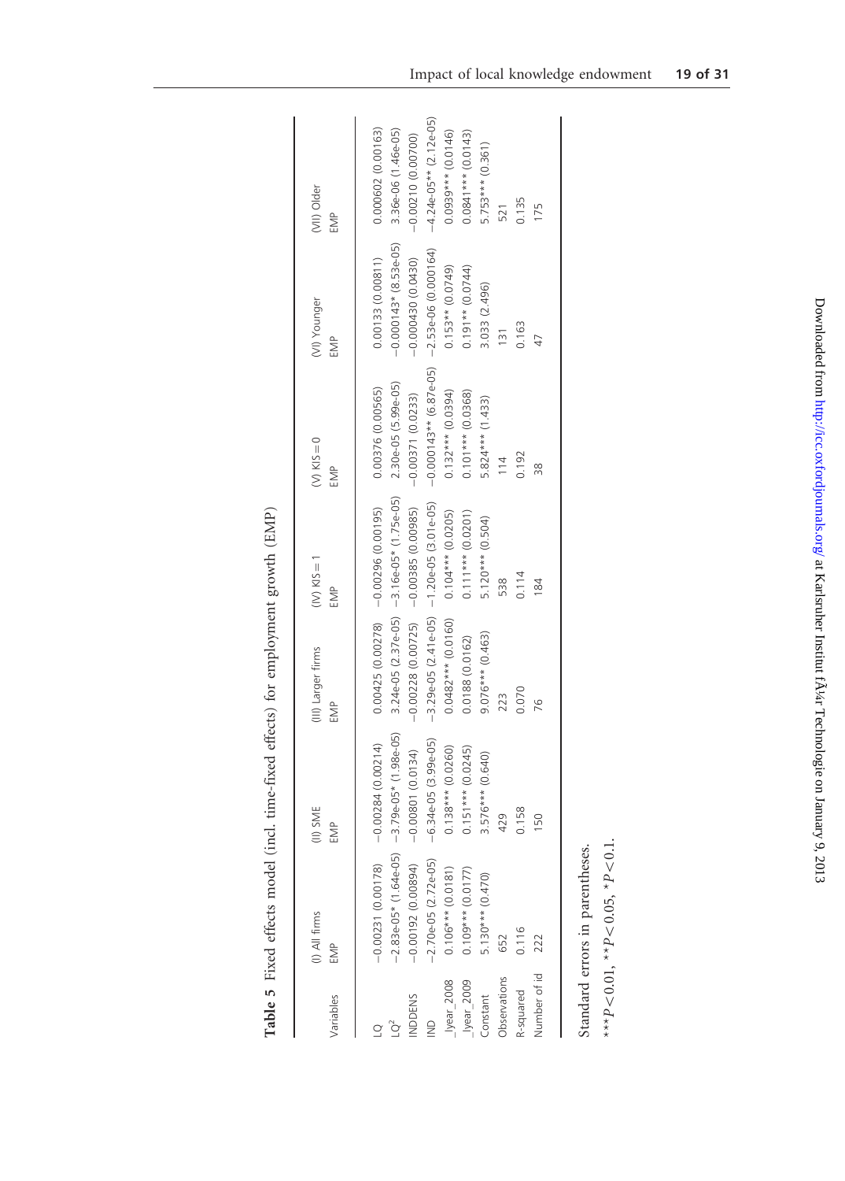**Table 5** Fixed effects model (incl. time-fixed effects) for employment growth (EMP)

| Variables | (I) All firms EMP | (II) SME EMP | (III) Larger firms EMP | (IV) KIS = 1 EMP | (V) KIS = 0 EMP | (VI) Younger EMP | (VII) Older EMP |
|---|---|---|---|---|---|---|---|
| LQ | −0.00231 (0.00178) | −0.00284 (0.00214) | 0.00425 (0.00278) | −0.00296 (0.00195) | 0.00376 (0.00565) | 0.00133 (0.00811) | 0.000602 (0.00163) |
| $LQ^2$ | −2.83e-05* (1.64e-05) | −3.79e-05* (1.98e-05) | 3.24e-05 (2.37e-05) | −3.16e-05* (1.75e-05) | 2.30e-05 (5.99e-05) | −0.000143* (8.53e-05) | 3.36e-06 (1.46e-05) |
| INDDENS | −0.00192 (0.00894) | −0.00801 (0.0134) | −0.00228 (0.00725) | −0.00385 (0.00985) | −0.00371 (0.0233) | −0.000430 (0.0430) | −0.00210 (0.00700) |
| IND | −2.70e-05 (2.72e-05) | −6.34e-05 (3.99e-05) | −3.29e-05 (2.41e-05) | −1.20e-05 (3.01e-05) | −0.000143** (6.87e-05) | −2.53e-06 (0.000164) | −4.24e-05** (2.12e-05) |
| _Iyear_2008 | 0.106*** (0.0181) | 0.138*** (0.0260) | 0.0482*** (0.0160) | 0.104*** (0.0205) | 0.132*** (0.0394) | 0.153** (0.0749) | 0.0939*** (0.0146) |
| _Iyear_2009 | 0.109*** (0.0177) | 0.151*** (0.0245) | 0.0188 (0.0162) | 0.111*** (0.0201) | 0.101*** (0.0368) | 0.191** (0.0744) | 0.0841*** (0.0143) |
| Constant | 5.130*** (0.470) | 3.576*** (0.640) | 9.076*** (0.463) | 5.120*** (0.504) | 5.824*** (1.433) | 3.033 (2.496) | 5.753*** (0.361) |
| Observations | 652 | 429 | 223 | 538 | 114 | 131 | 521 |
| R-squared | 0.116 | 0.158 | 0.070 | 0.114 | 0.192 | 0.163 | 0.135 |
| Number of id | 222 | 150 | 76 | 184 | 38 | 47 | 175 |

Standard errors in parentheses.

***$P<0.01$, **$P<0.05$, *$P<0.1$.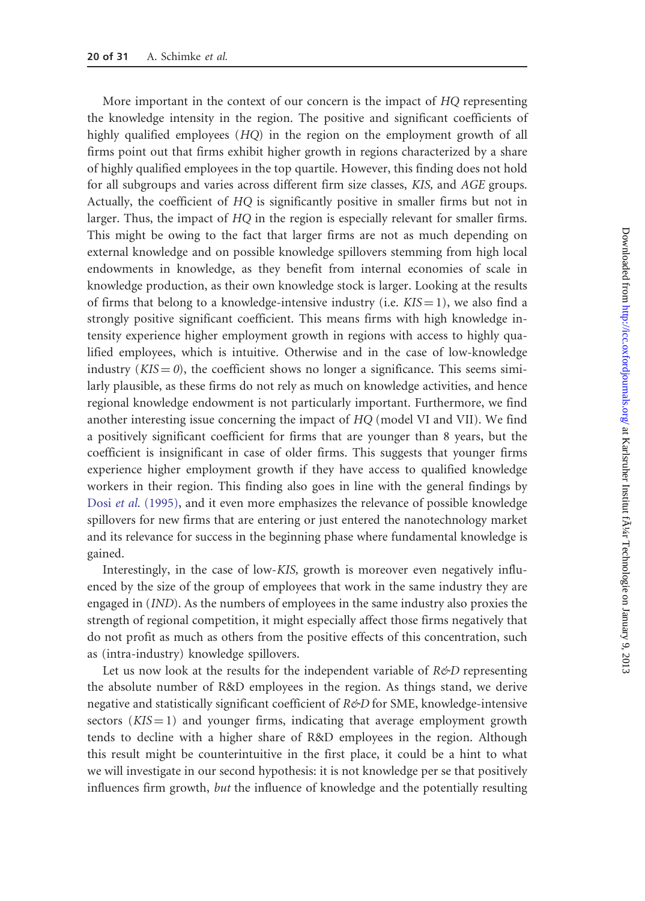More important in the context of our concern is the impact of *HQ* representing the knowledge intensity in the region. The positive and significant coefficients of highly qualified employees (*HQ*) in the region on the employment growth of all firms point out that firms exhibit higher growth in regions characterized by a share of highly qualified employees in the top quartile. However, this finding does not hold for all subgroups and varies across different firm size classes, *KIS,* and *AGE* groups. Actually, the coefficient of *HQ* is significantly positive in smaller firms but not in larger. Thus, the impact of *HQ* in the region is especially relevant for smaller firms. This might be owing to the fact that larger firms are not as much depending on external knowledge and on possible knowledge spillovers stemming from high local endowments in knowledge, as they benefit from internal economies of scale in knowledge production, as their own knowledge stock is larger. Looking at the results of firms that belong to a knowledge-intensive industry (i.e. $KIS = 1$), we also find a strongly positive significant coefficient. This means firms with high knowledge intensity experience higher employment growth in regions with access to highly qualified employees, which is intuitive. Otherwise and in the case of low-knowledge industry ($KIS = 0$), the coefficient shows no longer a significance. This seems similarly plausible, as these firms do not rely as much on knowledge activities, and hence regional knowledge endowment is not particularly important. Furthermore, we find another interesting issue concerning the impact of *HQ* (model VI and VII). We find a positively significant coefficient for firms that are younger than 8 years, but the coefficient is insignificant in case of older firms. This suggests that younger firms experience higher employment growth if they have access to qualified knowledge workers in their region. This finding also goes in line with the general findings by Dosi *et al.* (1995), and it even more emphasizes the relevance of possible knowledge spillovers for new firms that are entering or just entered the nanotechnology market and its relevance for success in the beginning phase where fundamental knowledge is gained.

Interestingly, in the case of low-*KIS,* growth is moreover even negatively influenced by the size of the group of employees that work in the same industry they are engaged in (*IND*). As the numbers of employees in the same industry also proxies the strength of regional competition, it might especially affect those firms negatively that do not profit as much as others from the positive effects of this concentration, such as (intra-industry) knowledge spillovers.

Let us now look at the results for the independent variable of *R&D* representing the absolute number of R&D employees in the region. As things stand, we derive negative and statistically significant coefficient of *R&D* for SME, knowledge-intensive sectors ($KIS = 1$) and younger firms, indicating that average employment growth tends to decline with a higher share of R&D employees in the region. Although this result might be counterintuitive in the first place, it could be a hint to what we will investigate in our second hypothesis: it is not knowledge per se that positively influences firm growth, *but* the influence of knowledge and the potentially resulting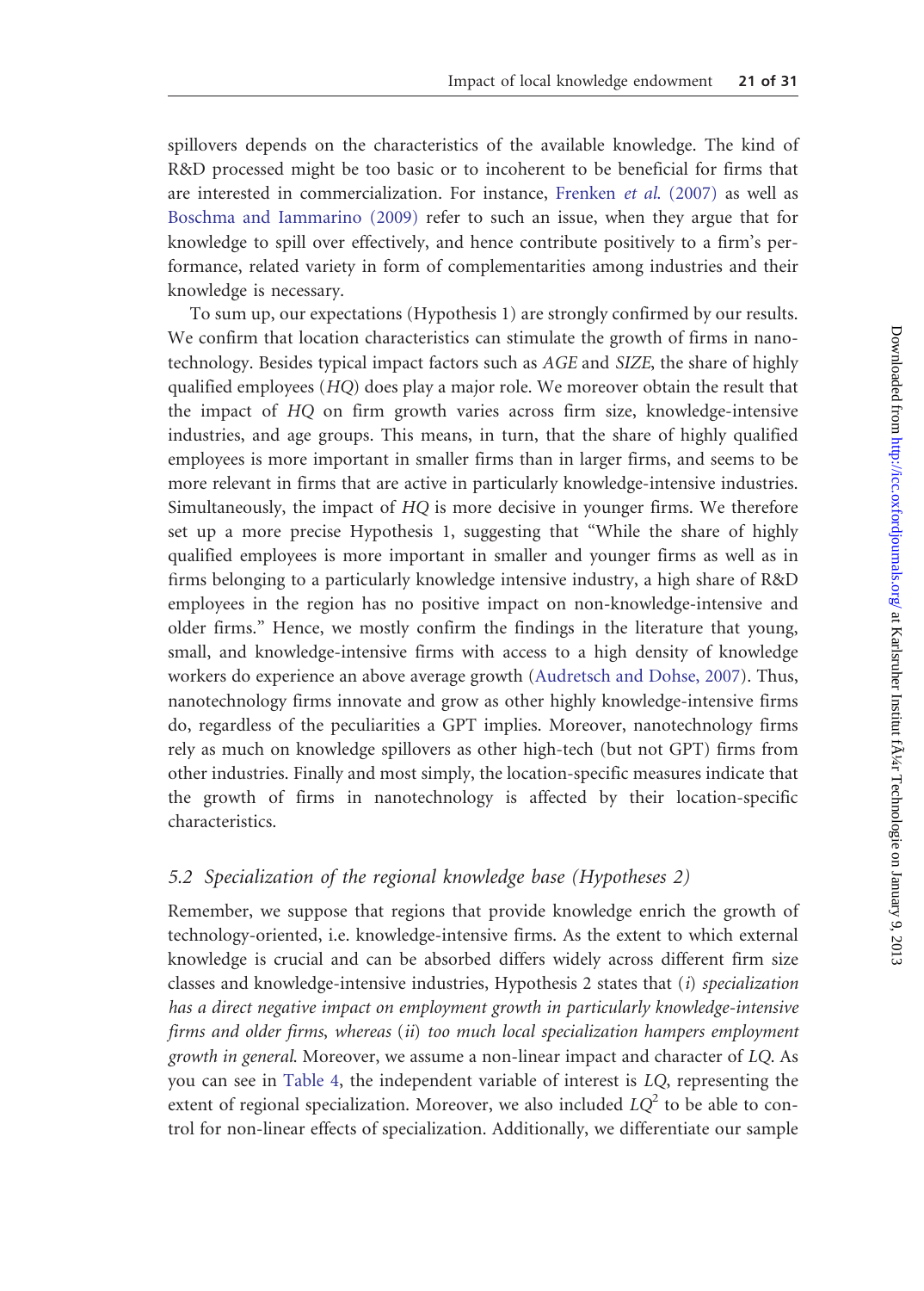spillovers depends on the characteristics of the available knowledge. The kind of R&D processed might be too basic or to incoherent to be beneficial for firms that are interested in commercialization. For instance, Frenken *et al.* (2007) as well as Boschma and Iammarino (2009) refer to such an issue, when they argue that for knowledge to spill over effectively, and hence contribute positively to a firm's performance, related variety in form of complementarities among industries and their knowledge is necessary.

To sum up, our expectations (Hypothesis 1) are strongly confirmed by our results. We confirm that location characteristics can stimulate the growth of firms in nanotechnology. Besides typical impact factors such as *AGE* and *SIZE*, the share of highly qualified employees (*HQ*) does play a major role. We moreover obtain the result that the impact of *HQ* on firm growth varies across firm size, knowledge-intensive industries, and age groups. This means, in turn, that the share of highly qualified employees is more important in smaller firms than in larger firms, and seems to be more relevant in firms that are active in particularly knowledge-intensive industries. Simultaneously, the impact of *HQ* is more decisive in younger firms. We therefore set up a more precise Hypothesis 1, suggesting that "While the share of highly qualified employees is more important in smaller and younger firms as well as in firms belonging to a particularly knowledge intensive industry, a high share of R&D employees in the region has no positive impact on non-knowledge-intensive and older firms." Hence, we mostly confirm the findings in the literature that young, small, and knowledge-intensive firms with access to a high density of knowledge workers do experience an above average growth (Audretsch and Dohse, 2007). Thus, nanotechnology firms innovate and grow as other highly knowledge-intensive firms do, regardless of the peculiarities a GPT implies. Moreover, nanotechnology firms rely as much on knowledge spillovers as other high-tech (but not GPT) firms from other industries. Finally and most simply, the location-specific measures indicate that the growth of firms in nanotechnology is affected by their location-specific characteristics.

## 5.2 Specialization of the regional knowledge base (Hypotheses 2)

Remember, we suppose that regions that provide knowledge enrich the growth of technology-oriented, i.e. knowledge-intensive firms. As the extent to which external knowledge is crucial and can be absorbed differs widely across different firm size classes and knowledge-intensive industries, Hypothesis 2 states that (*i*) *specialization has a direct negative impact on employment growth in particularly knowledge-intensive firms and older firms, whereas* (*ii*) *too much local specialization hampers employment growth in general*. Moreover, we assume a non-linear impact and character of *LQ*. As you can see in Table 4, the independent variable of interest is *LQ*, representing the extent of regional specialization. Moreover, we also included $LQ^2$ to be able to control for non-linear effects of specialization. Additionally, we differentiate our sample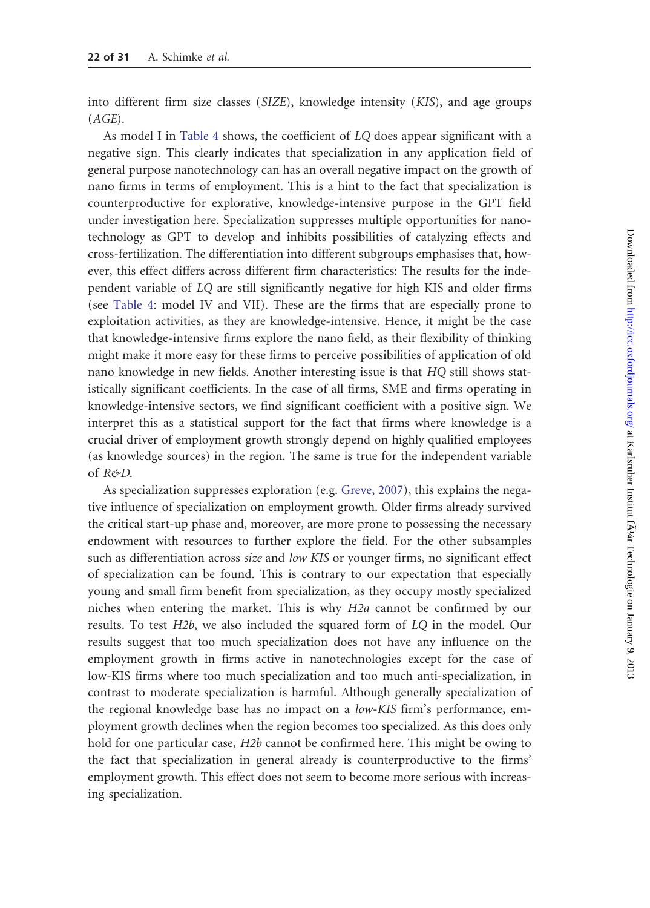into different firm size classes (*SIZE*), knowledge intensity (*KIS*), and age groups (*AGE*).

As model I in Table 4 shows, the coefficient of *LQ* does appear significant with a negative sign. This clearly indicates that specialization in any application field of general purpose nanotechnology can has an overall negative impact on the growth of nano firms in terms of employment. This is a hint to the fact that specialization is counterproductive for explorative, knowledge-intensive purpose in the GPT field under investigation here. Specialization suppresses multiple opportunities for nanotechnology as GPT to develop and inhibits possibilities of catalyzing effects and cross-fertilization. The differentiation into different subgroups emphasises that, however, this effect differs across different firm characteristics: The results for the independent variable of *LQ* are still significantly negative for high KIS and older firms (see Table 4: model IV and VII). These are the firms that are especially prone to exploitation activities, as they are knowledge-intensive. Hence, it might be the case that knowledge-intensive firms explore the nano field, as their flexibility of thinking might make it more easy for these firms to perceive possibilities of application of old nano knowledge in new fields. Another interesting issue is that *HQ* still shows statistically significant coefficients. In the case of all firms, SME and firms operating in knowledge-intensive sectors, we find significant coefficient with a positive sign. We interpret this as a statistical support for the fact that firms where knowledge is a crucial driver of employment growth strongly depend on highly qualified employees (as knowledge sources) in the region. The same is true for the independent variable of *R&D*.

As specialization suppresses exploration (e.g. Greve, 2007), this explains the negative influence of specialization on employment growth. Older firms already survived the critical start-up phase and, moreover, are more prone to possessing the necessary endowment with resources to further explore the field. For the other subsamples such as differentiation across *size* and *low KIS* or younger firms, no significant effect of specialization can be found. This is contrary to our expectation that especially young and small firm benefit from specialization, as they occupy mostly specialized niches when entering the market. This is why *H2a* cannot be confirmed by our results. To test *H2b*, we also included the squared form of *LQ* in the model. Our results suggest that too much specialization does not have any influence on the employment growth in firms active in nanotechnologies except for the case of low-KIS firms where too much specialization and too much anti-specialization, in contrast to moderate specialization is harmful. Although generally specialization of the regional knowledge base has no impact on a *low-KIS* firm's performance, employment growth declines when the region becomes too specialized. As this does only hold for one particular case, *H2b* cannot be confirmed here. This might be owing to the fact that specialization in general already is counterproductive to the firms' employment growth. This effect does not seem to become more serious with increasing specialization.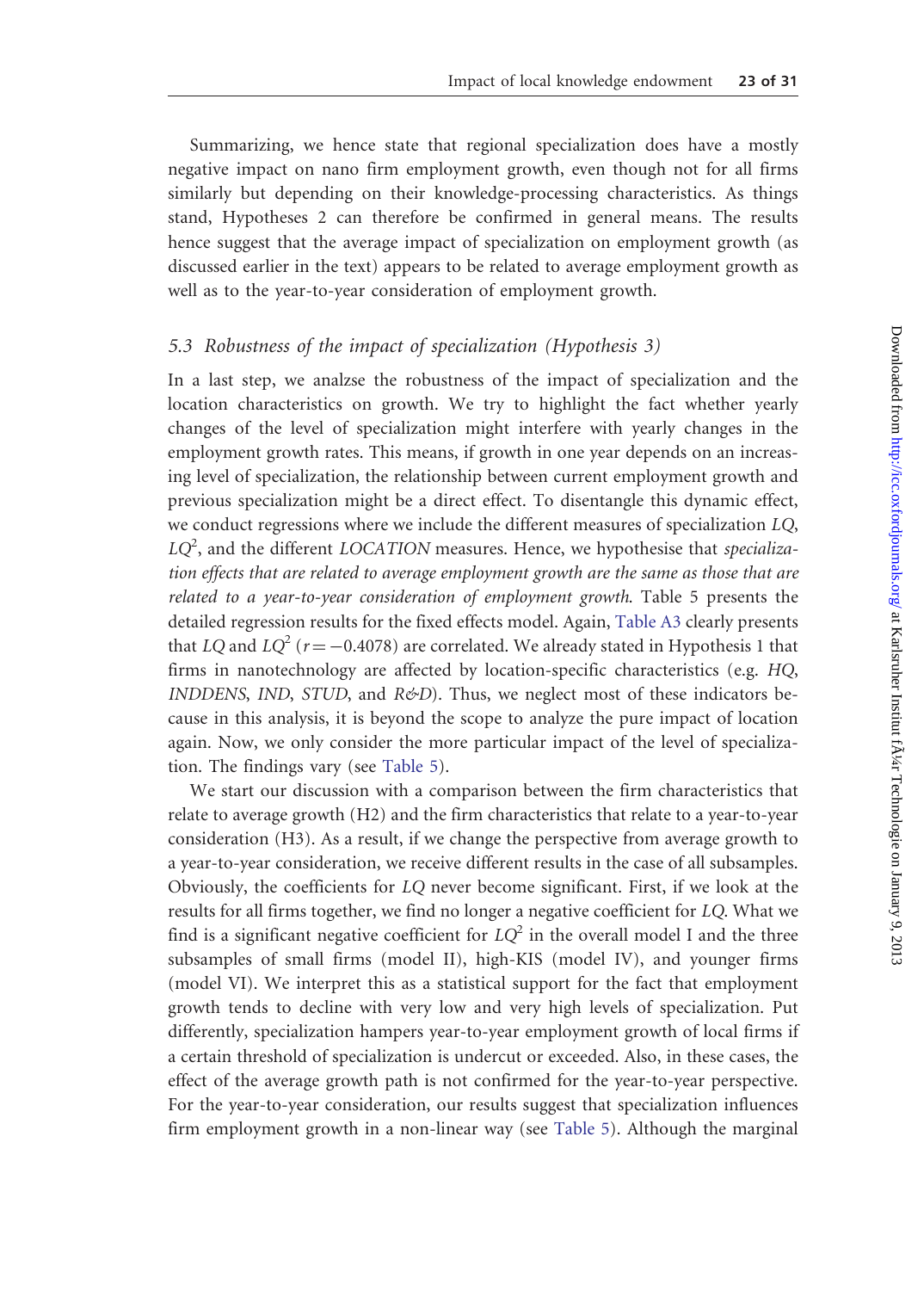Summarizing, we hence state that regional specialization does have a mostly negative impact on nano firm employment growth, even though not for all firms similarly but depending on their knowledge-processing characteristics. As things stand, Hypotheses 2 can therefore be confirmed in general means. The results hence suggest that the average impact of specialization on employment growth (as discussed earlier in the text) appears to be related to average employment growth as well as to the year-to-year consideration of employment growth.

### 5.3 Robustness of the impact of specialization (Hypothesis 3)

In a last step, we analzse the robustness of the impact of specialization and the location characteristics on growth. We try to highlight the fact whether yearly changes of the level of specialization might interfere with yearly changes in the employment growth rates. This means, if growth in one year depends on an increasing level of specialization, the relationship between current employment growth and previous specialization might be a direct effect. To disentangle this dynamic effect, we conduct regressions where we include the different measures of specialization *LQ*, $LQ^2$, and the different *LOCATION* measures. Hence, we hypothesise that *specialization effects that are related to average employment growth are the same as those that are related to a year-to-year consideration of employment growth*. Table 5 presents the detailed regression results for the fixed effects model. Again, Table A3 clearly presents that *LQ* and $LQ^2$ ($r = -0.4078$) are correlated. We already stated in Hypothesis 1 that firms in nanotechnology are affected by location-specific characteristics (e.g. *HQ*, *INDDENS*, *IND*, *STUD*, and *R&D*). Thus, we neglect most of these indicators because in this analysis, it is beyond the scope to analyze the pure impact of location again. Now, we only consider the more particular impact of the level of specialization. The findings vary (see Table 5).

We start our discussion with a comparison between the firm characteristics that relate to average growth (H2) and the firm characteristics that relate to a year-to-year consideration (H3). As a result, if we change the perspective from average growth to a year-to-year consideration, we receive different results in the case of all subsamples. Obviously, the coefficients for *LQ* never become significant. First, if we look at the results for all firms together, we find no longer a negative coefficient for *LQ*. What we find is a significant negative coefficient for $LQ^2$ in the overall model I and the three subsamples of small firms (model II), high-KIS (model IV), and younger firms (model VI). We interpret this as a statistical support for the fact that employment growth tends to decline with very low and very high levels of specialization. Put differently, specialization hampers year-to-year employment growth of local firms if a certain threshold of specialization is undercut or exceeded. Also, in these cases, the effect of the average growth path is not confirmed for the year-to-year perspective. For the year-to-year consideration, our results suggest that specialization influences firm employment growth in a non-linear way (see Table 5). Although the marginal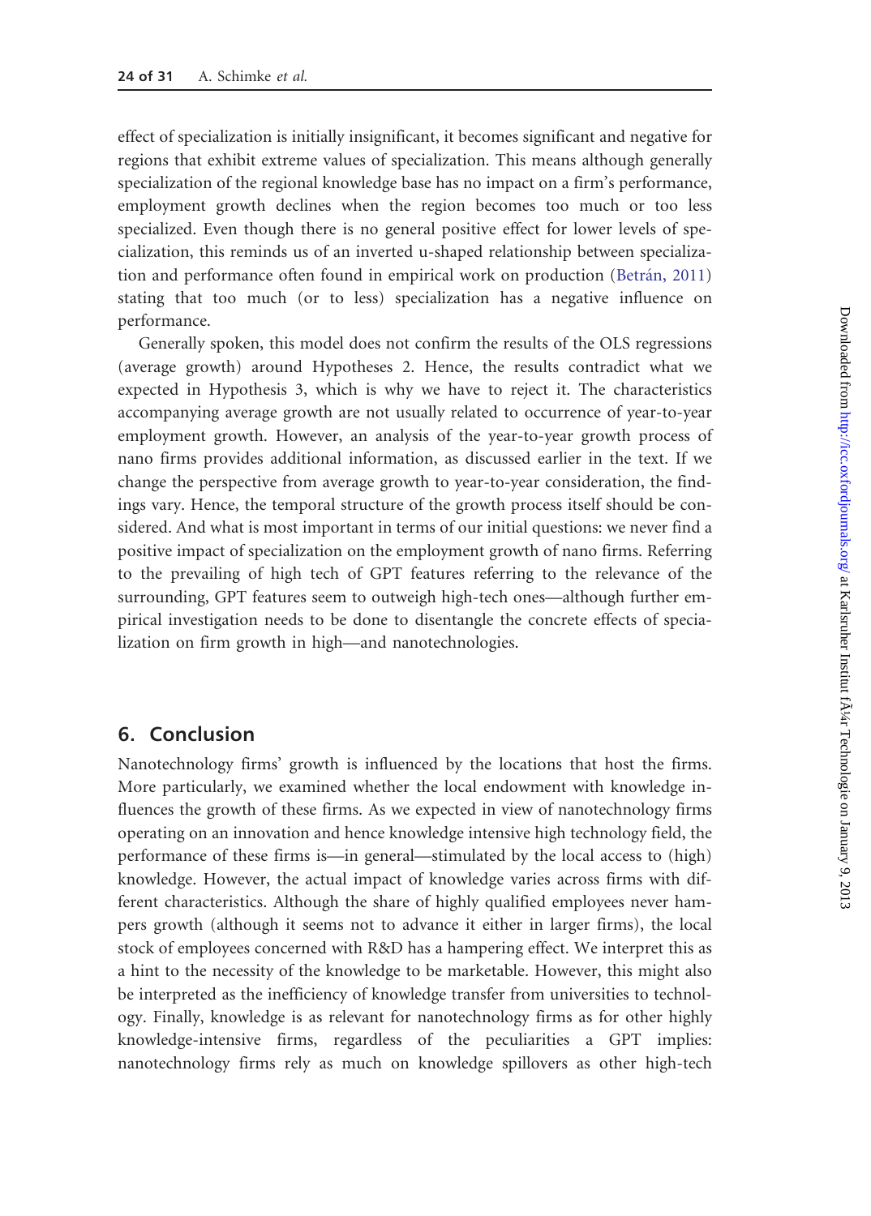effect of specialization is initially insignificant, it becomes significant and negative for regions that exhibit extreme values of specialization. This means although generally specialization of the regional knowledge base has no impact on a firm's performance, employment growth declines when the region becomes too much or too less specialized. Even though there is no general positive effect for lower levels of specialization, this reminds us of an inverted u-shaped relationship between specialization and performance often found in empirical work on production (Betrán, 2011) stating that too much (or to less) specialization has a negative influence on performance.

Generally spoken, this model does not confirm the results of the OLS regressions (average growth) around Hypotheses 2. Hence, the results contradict what we expected in Hypothesis 3, which is why we have to reject it. The characteristics accompanying average growth are not usually related to occurrence of year-to-year employment growth. However, an analysis of the year-to-year growth process of nano firms provides additional information, as discussed earlier in the text. If we change the perspective from average growth to year-to-year consideration, the findings vary. Hence, the temporal structure of the growth process itself should be considered. And what is most important in terms of our initial questions: we never find a positive impact of specialization on the employment growth of nano firms. Referring to the prevailing of high tech of GPT features referring to the relevance of the surrounding, GPT features seem to outweigh high-tech ones—although further empirical investigation needs to be done to disentangle the concrete effects of specialization on firm growth in high—and nanotechnologies.

## 6. Conclusion

Nanotechnology firms' growth is influenced by the locations that host the firms. More particularly, we examined whether the local endowment with knowledge influences the growth of these firms. As we expected in view of nanotechnology firms operating on an innovation and hence knowledge intensive high technology field, the performance of these firms is—in general—stimulated by the local access to (high) knowledge. However, the actual impact of knowledge varies across firms with different characteristics. Although the share of highly qualified employees never hampers growth (although it seems not to advance it either in larger firms), the local stock of employees concerned with R&D has a hampering effect. We interpret this as a hint to the necessity of the knowledge to be marketable. However, this might also be interpreted as the inefficiency of knowledge transfer from universities to technology. Finally, knowledge is as relevant for nanotechnology firms as for other highly knowledge-intensive firms, regardless of the peculiarities a GPT implies: nanotechnology firms rely as much on knowledge spillovers as other high-tech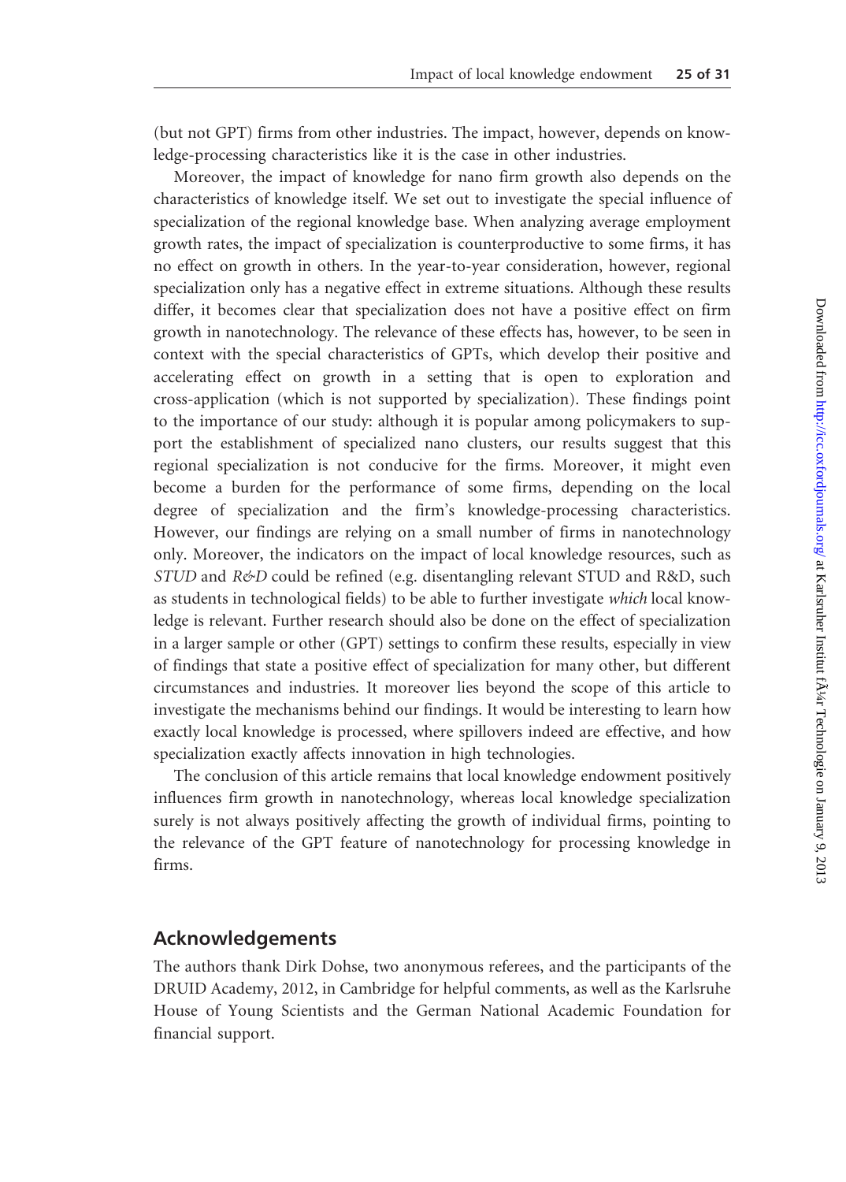(but not GPT) firms from other industries. The impact, however, depends on knowledge-processing characteristics like it is the case in other industries.

Moreover, the impact of knowledge for nano firm growth also depends on the characteristics of knowledge itself. We set out to investigate the special influence of specialization of the regional knowledge base. When analyzing average employment growth rates, the impact of specialization is counterproductive to some firms, it has no effect on growth in others. In the year-to-year consideration, however, regional specialization only has a negative effect in extreme situations. Although these results differ, it becomes clear that specialization does not have a positive effect on firm growth in nanotechnology. The relevance of these effects has, however, to be seen in context with the special characteristics of GPTs, which develop their positive and accelerating effect on growth in a setting that is open to exploration and cross-application (which is not supported by specialization). These findings point to the importance of our study: although it is popular among policymakers to support the establishment of specialized nano clusters, our results suggest that this regional specialization is not conducive for the firms. Moreover, it might even become a burden for the performance of some firms, depending on the local degree of specialization and the firm's knowledge-processing characteristics. However, our findings are relying on a small number of firms in nanotechnology only. Moreover, the indicators on the impact of local knowledge resources, such as *STUD* and *R&D* could be refined (e.g. disentangling relevant STUD and R&D, such as students in technological fields) to be able to further investigate *which* local knowledge is relevant. Further research should also be done on the effect of specialization in a larger sample or other (GPT) settings to confirm these results, especially in view of findings that state a positive effect of specialization for many other, but different circumstances and industries. It moreover lies beyond the scope of this article to investigate the mechanisms behind our findings. It would be interesting to learn how exactly local knowledge is processed, where spillovers indeed are effective, and how specialization exactly affects innovation in high technologies.

The conclusion of this article remains that local knowledge endowment positively influences firm growth in nanotechnology, whereas local knowledge specialization surely is not always positively affecting the growth of individual firms, pointing to the relevance of the GPT feature of nanotechnology for processing knowledge in firms.

## Acknowledgements

The authors thank Dirk Dohse, two anonymous referees, and the participants of the DRUID Academy, 2012, in Cambridge for helpful comments, as well as the Karlsruhe House of Young Scientists and the German National Academic Foundation for financial support.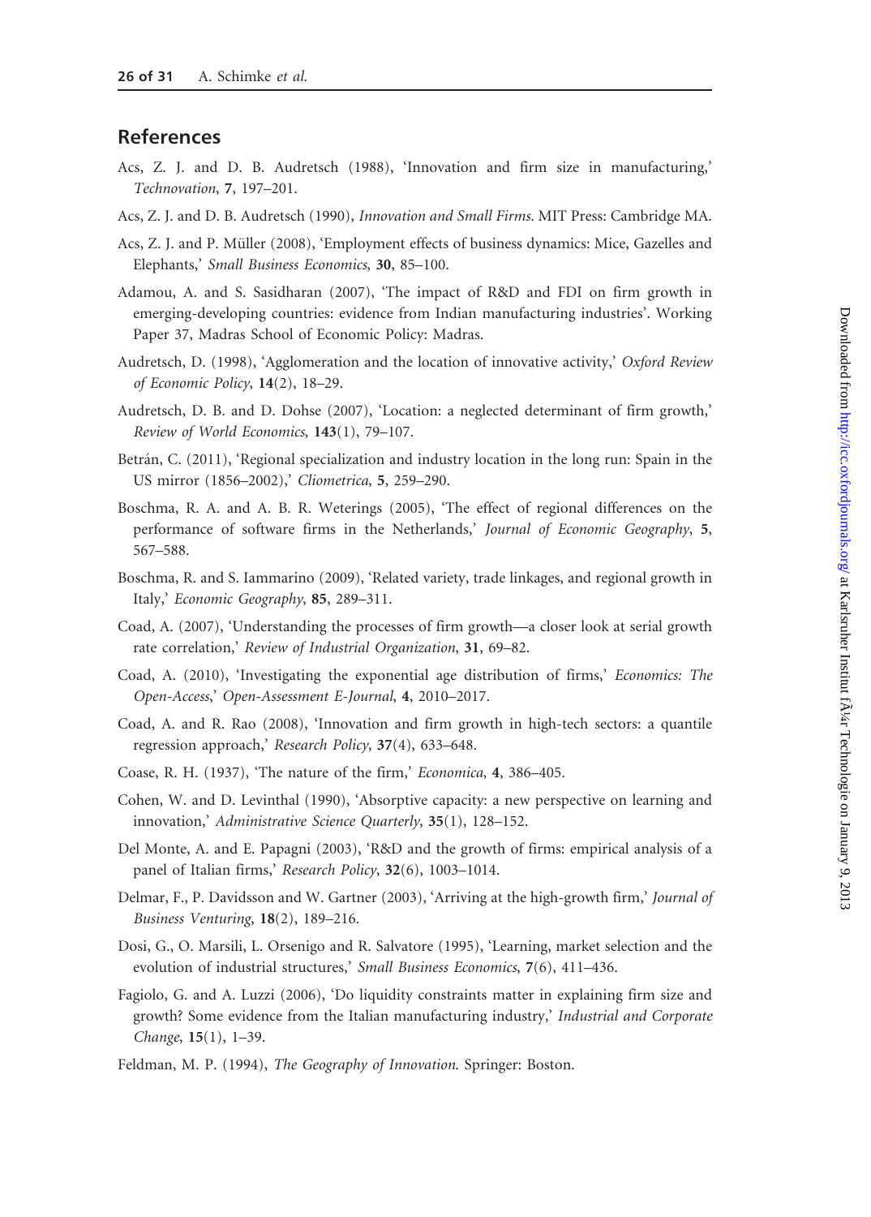## References

Acs, Z. J. and D. B. Audretsch (1988), 'Innovation and firm size in manufacturing,' *Technovation*, **7**, 197–201.

Acs, Z. J. and D. B. Audretsch (1990), *Innovation and Small Firms*. MIT Press: Cambridge MA.

Acs, Z. J. and P. Müller (2008), 'Employment effects of business dynamics: Mice, Gazelles and Elephants,' *Small Business Economics*, **30**, 85–100.

Adamou, A. and S. Sasidharan (2007), 'The impact of R&D and FDI on firm growth in emerging-developing countries: evidence from Indian manufacturing industries'. Working Paper 37, Madras School of Economic Policy: Madras.

Audretsch, D. (1998), 'Agglomeration and the location of innovative activity,' *Oxford Review of Economic Policy*, **14**(2), 18–29.

Audretsch, D. B. and D. Dohse (2007), 'Location: a neglected determinant of firm growth,' *Review of World Economics*, **143**(1), 79–107.

Betrán, C. (2011), 'Regional specialization and industry location in the long run: Spain in the US mirror (1856–2002),' *Cliometrica*, **5**, 259–290.

Boschma, R. A. and A. B. R. Weterings (2005), 'The effect of regional differences on the performance of software firms in the Netherlands,' *Journal of Economic Geography*, **5**, 567–588.

Boschma, R. and S. Iammarino (2009), 'Related variety, trade linkages, and regional growth in Italy,' *Economic Geography*, **85**, 289–311.

Coad, A. (2007), 'Understanding the processes of firm growth—a closer look at serial growth rate correlation,' *Review of Industrial Organization*, **31**, 69–82.

Coad, A. (2010), 'Investigating the exponential age distribution of firms,' *Economics: The Open-Access*,' *Open-Assessment E-Journal*, **4**, 2010–2017.

Coad, A. and R. Rao (2008), 'Innovation and firm growth in high-tech sectors: a quantile regression approach,' *Research Policy*, **37**(4), 633–648.

Coase, R. H. (1937), 'The nature of the firm,' *Economica*, **4**, 386–405.

Cohen, W. and D. Levinthal (1990), 'Absorptive capacity: a new perspective on learning and innovation,' *Administrative Science Quarterly*, **35**(1), 128–152.

Del Monte, A. and E. Papagni (2003), 'R&D and the growth of firms: empirical analysis of a panel of Italian firms,' *Research Policy*, **32**(6), 1003–1014.

Delmar, F., P. Davidsson and W. Gartner (2003), 'Arriving at the high-growth firm,' *Journal of Business Venturing*, **18**(2), 189–216.

Dosi, G., O. Marsili, L. Orsenigo and R. Salvatore (1995), 'Learning, market selection and the evolution of industrial structures,' *Small Business Economics*, **7**(6), 411–436.

Fagiolo, G. and A. Luzzi (2006), 'Do liquidity constraints matter in explaining firm size and growth? Some evidence from the Italian manufacturing industry,' *Industrial and Corporate Change*, **15**(1), 1–39.

Feldman, M. P. (1994), *The Geography of Innovation*. Springer: Boston.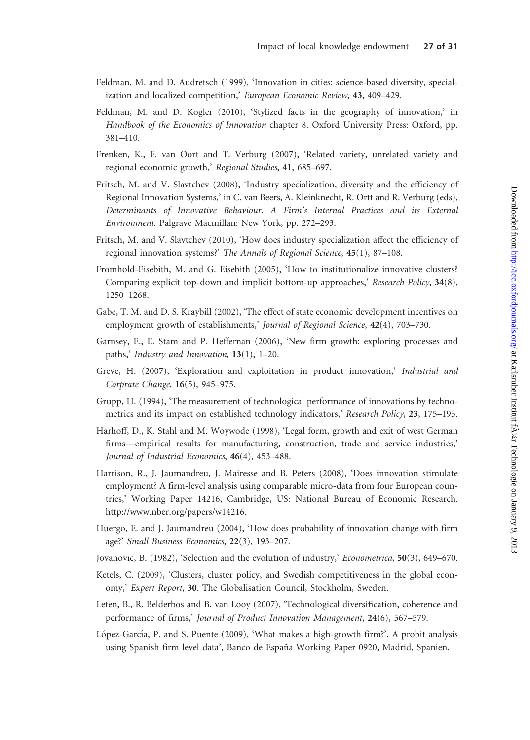Feldman, M. and D. Audretsch (1999), 'Innovation in cities: science-based diversity, specialization and localized competition,' *European Economic Review*, **43**, 409–429.

Feldman, M. and D. Kogler (2010), 'Stylized facts in the geography of innovation,' in *Handbook of the Economics of Innovation* chapter 8. Oxford University Press: Oxford, pp. 381–410.

Frenken, K., F. van Oort and T. Verburg (2007), 'Related variety, unrelated variety and regional economic growth,' *Regional Studies*, **41**, 685–697.

Fritsch, M. and V. Slavtchev (2008), 'Industry specialization, diversity and the efficiency of Regional Innovation Systems,' in C. van Beers, A. Kleinknecht, R. Ortt and R. Verburg (eds), *Determinants of Innovative Behaviour. A Firm's Internal Practices and its External Environment*. Palgrave Macmillan: New York, pp. 272–293.

Fritsch, M. and V. Slavtchev (2010), 'How does industry specialization affect the efficiency of regional innovation systems?' *The Annals of Regional Science*, **45**(1), 87–108.

Fromhold-Eisebith, M. and G. Eisebith (2005), 'How to institutionalize innovative clusters? Comparing explicit top-down and implicit bottom-up approaches,' *Research Policy*, **34**(8), 1250–1268.

Gabe, T. M. and D. S. Kraybill (2002), 'The effect of state economic development incentives on employment growth of establishments,' *Journal of Regional Science*, **42**(4), 703–730.

Garnsey, E., E. Stam and P. Heffernan (2006), 'New firm growth: exploring processes and paths,' *Industry and Innovation*, **13**(1), 1–20.

Greve, H. (2007), 'Exploration and exploitation in product innovation,' *Industrial and Corprate Change*, **16**(5), 945–975.

Grupp, H. (1994), 'The measurement of technological performance of innovations by technometrics and its impact on established technology indicators,' *Research Policy*, **23**, 175–193.

Harhoff, D., K. Stahl and M. Woywode (1998), 'Legal form, growth and exit of west German firms—empirical results for manufacturing, construction, trade and service industries,' *Journal of Industrial Economics*, **46**(4), 453–488.

Harrison, R., J. Jaumandreu, J. Mairesse and B. Peters (2008), 'Does innovation stimulate employment? A firm-level analysis using comparable micro-data from four European countries,' Working Paper 14216, Cambridge, US: National Bureau of Economic Research. http://www.nber.org/papers/w14216.

Huergo, E. and J. Jaumandreu (2004), 'How does probability of innovation change with firm age?' *Small Business Economics*, **22**(3), 193–207.

Jovanovic, B. (1982), 'Selection and the evolution of industry,' *Econometrica*, **50**(3), 649–670.

Ketels, C. (2009), 'Clusters, cluster policy, and Swedish competitiveness in the global economy,' *Expert Report*, **30**. The Globalisation Council, Stockholm, Sweden.

Leten, B., R. Belderbos and B. van Looy (2007), 'Technological diversification, coherence and performance of firms,' *Journal of Product Innovation Management*, **24**(6), 567–579.

López-García, P. and S. Puente (2009), 'What makes a high-growth firm?'. A probit analysis using Spanish firm level data', Banco de España Working Paper 0920, Madrid, Spanien.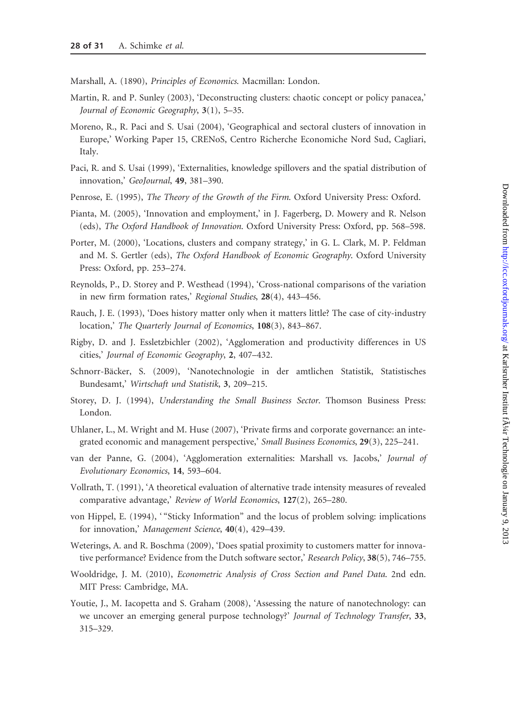Marshall, A. (1890), *Principles of Economics*. Macmillan: London.

Martin, R. and P. Sunley (2003), 'Deconstructing clusters: chaotic concept or policy panacea,' *Journal of Economic Geography*, **3**(1), 5–35.

Moreno, R., R. Paci and S. Usai (2004), 'Geographical and sectoral clusters of innovation in Europe,' Working Paper 15, CRENoS, Centro Richerche Economiche Nord Sud, Cagliari, Italy.

Paci, R. and S. Usai (1999), 'Externalities, knowledge spillovers and the spatial distribution of innovation,' *GeoJournal*, **49**, 381–390.

Penrose, E. (1995), *The Theory of the Growth of the Firm*. Oxford University Press: Oxford.

Pianta, M. (2005), 'Innovation and employment,' in J. Fagerberg, D. Mowery and R. Nelson (eds), *The Oxford Handbook of Innovation*. Oxford University Press: Oxford, pp. 568–598.

Porter, M. (2000), 'Locations, clusters and company strategy,' in G. L. Clark, M. P. Feldman and M. S. Gertler (eds), *The Oxford Handbook of Economic Geography*. Oxford University Press: Oxford, pp. 253–274.

Reynolds, P., D. Storey and P. Westhead (1994), 'Cross-national comparisons of the variation in new firm formation rates,' *Regional Studies*, **28**(4), 443–456.

Rauch, J. E. (1993), 'Does history matter only when it matters little? The case of city-industry location,' *The Quarterly Journal of Economics*, **108**(3), 843–867.

Rigby, D. and J. Essletzbichler (2002), 'Agglomeration and productivity differences in US cities,' *Journal of Economic Geography*, **2**, 407–432.

Schnorr-Bäcker, S. (2009), 'Nanotechnologie in der amtlichen Statistik, Statistisches Bundesamt,' *Wirtschaft und Statistik*, **3**, 209–215.

Storey, D. J. (1994), *Understanding the Small Business Sector*. Thomson Business Press: London.

Uhlaner, L., M. Wright and M. Huse (2007), 'Private firms and corporate governance: an integrated economic and management perspective,' *Small Business Economics*, **29**(3), 225–241.

van der Panne, G. (2004), 'Agglomeration externalities: Marshall vs. Jacobs,' *Journal of Evolutionary Economics*, **14**, 593–604.

Vollrath, T. (1991), 'A theoretical evaluation of alternative trade intensity measures of revealed comparative advantage,' *Review of World Economics*, **127**(2), 265–280.

von Hippel, E. (1994), '"Sticky Information" and the locus of problem solving: implications for innovation,' *Management Science*, **40**(4), 429–439.

Weterings, A. and R. Boschma (2009), 'Does spatial proximity to customers matter for innovative performance? Evidence from the Dutch software sector,' *Research Policy*, **38**(5), 746–755.

Wooldridge, J. M. (2010), *Econometric Analysis of Cross Section and Panel Data*. 2nd edn. MIT Press: Cambridge, MA.

Youtie, J., M. Iacopetta and S. Graham (2008), 'Assessing the nature of nanotechnology: can we uncover an emerging general purpose technology?' *Journal of Technology Transfer*, **33**, 315–329.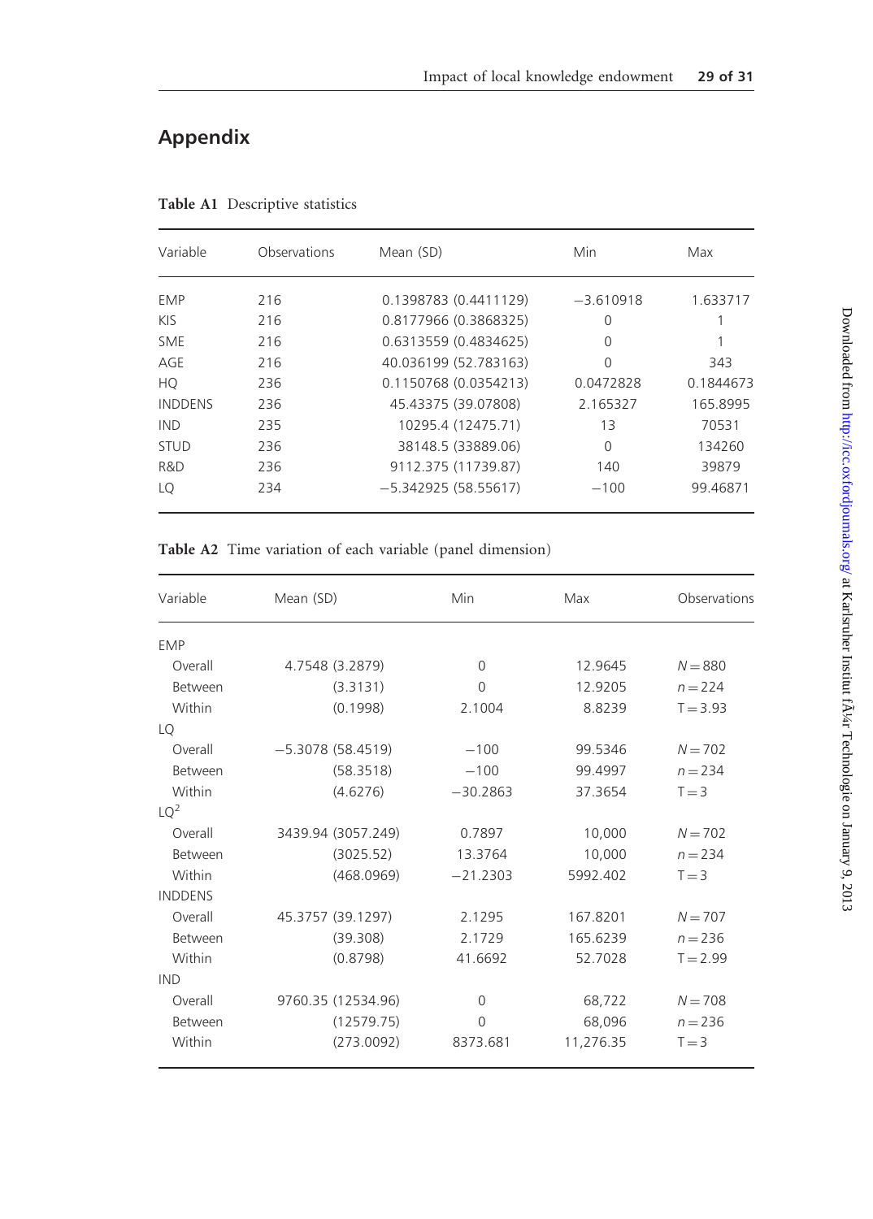## Appendix

**Table A1** Descriptive statistics

| Variable | Observations | Mean (SD) | Min | Max |
|---|---|---|---|---|
| EMP | 216 | 0.1398783 (0.4411129) | −3.610918 | 1.633717 |
| KIS | 216 | 0.8177966 (0.3868325) | 0 | 1 |
| SME | 216 | 0.6313559 (0.4834625) | 0 | 1 |
| AGE | 216 | 40.036199 (52.783163) | 0 | 343 |
| HQ | 236 | 0.1150768 (0.0354213) | 0.0472828 | 0.1844673 |
| INDDENS | 236 | 45.43375 (39.07808) | 2.165327 | 165.8995 |
| IND | 235 | 10295.4 (12475.71) | 13 | 70531 |
| STUD | 236 | 38148.5 (33889.06) | 0 | 134260 |
| R&D | 236 | 9112.375 (11739.87) | 140 | 39879 |
| LQ | 234 | −5.342925 (58.55617) | −100 | 99.46871 |

**Table A2** Time variation of each variable (panel dimension)

| Variable | Mean (SD) | Min | Max | Observations |
|---|---|---|---|---|
| EMP | | | | |
| Overall | 4.7548 (3.2879) | 0 | 12.9645 | $N = 880$ |
| Between | (3.3131) | 0 | 12.9205 | $n = 224$ |
| Within | (0.1998) | 2.1004 | 8.8239 | $T = 3.93$ |
| LQ | | | | |
| Overall | −5.3078 (58.4519) | −100 | 99.5346 | $N = 702$ |
| Between | (58.3518) | −100 | 99.4997 | $n = 234$ |
| Within | (4.6276) | −30.2863 | 37.3654 | $T = 3$ |
| $LQ^2$ | | | | |
| Overall | 3439.94 (3057.249) | 0.7897 | 10,000 | $N = 702$ |
| Between | (3025.52) | 13.3764 | 10,000 | $n = 234$ |
| Within | (468.0969) | −21.2303 | 5992.402 | $T = 3$ |
| INDDENS | | | | |
| Overall | 45.3757 (39.1297) | 2.1295 | 167.8201 | $N = 707$ |
| Between | (39.308) | 2.1729 | 165.6239 | $n = 236$ |
| Within | (0.8798) | 41.6692 | 52.7028 | $T = 2.99$ |
| IND | | | | |
| Overall | 9760.35 (12534.96) | 0 | 68,722 | $N = 708$ |
| Between | (12579.75) | 0 | 68,096 | $n = 236$ |
| Within | (273.0092) | 8373.681 | 11,276.35 | $T = 3$ |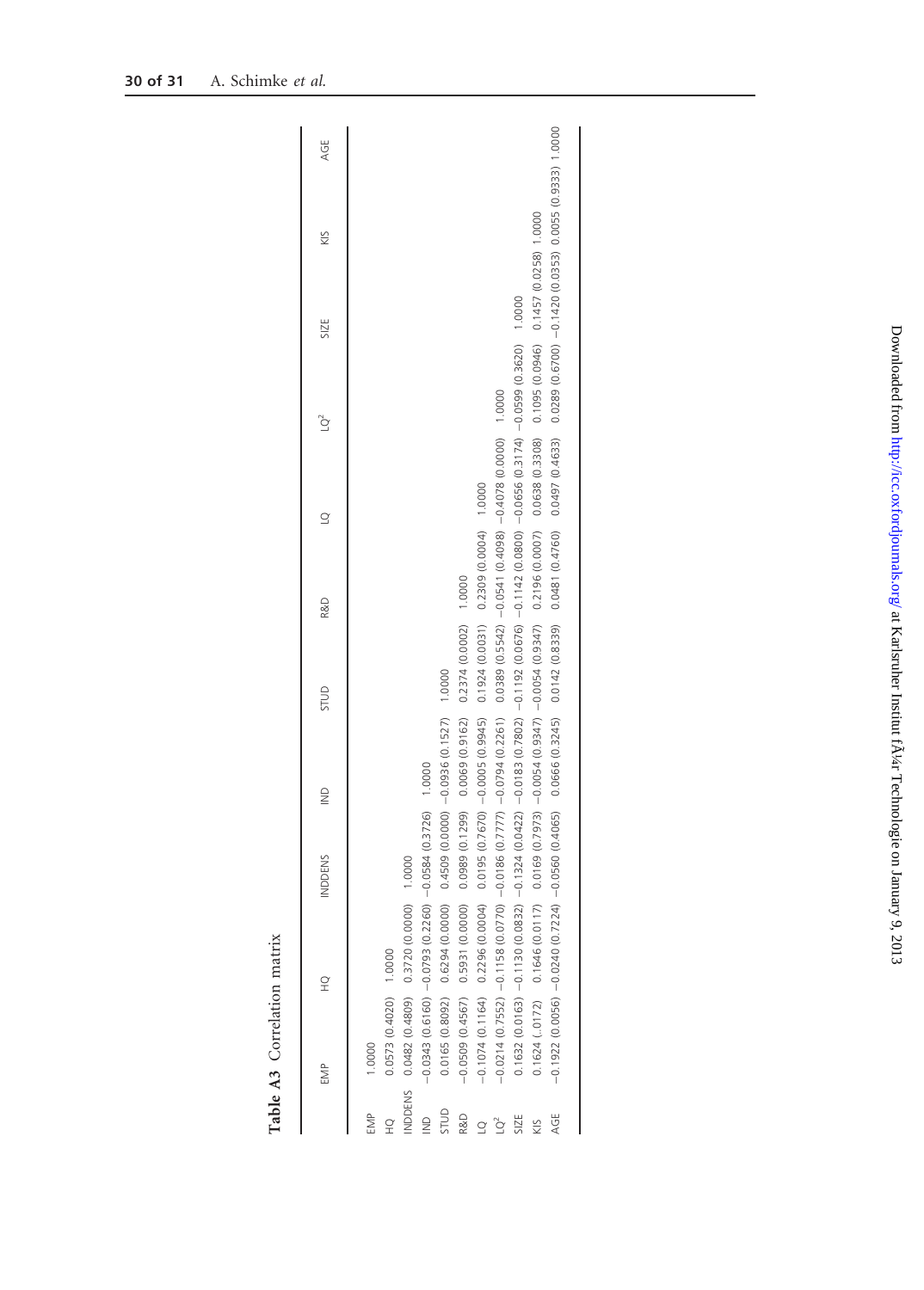**Table A3** Correlation matrix

| | EMP | HQ | INDDENS | IND | STUD | R&D | LQ | $LQ^2$ | SIZE | KIS | AGE |
|---|---|---|---|---|---|---|---|---|---|---|---|
| EMP | 1.0000 | | | | | | | | | | |
| HQ | 0.0573 (0.4020) | 1.0000 | | | | | | | | | |
| INDDENS | 0.0482 (0.4809) | 0.3720 (0.0000) | 1.0000 | | | | | | | | |
| IND | −0.0343 (0.6160) | −0.0793 (0.2260) | −0.0584 (0.3726) | 1.0000 | | | | | | | |
| STUD | 0.0165 (0.8092) | 0.6294 (0.0000) | 0.4509 (0.0000) | −0.0936 (0.1527) | 1.0000 | | | | | | |
| R&D | −0.0509 (0.4567) | 0.5931 (0.0000) | 0.0989 (0.1299) | 0.0069 (0.9162) | 0.2374 (0.0002) | 1.0000 | | | | | |
| LQ | −0.1074 (0.1164) | 0.2296 (0.0004) | 0.0195 (0.7670) | −0.0005 (0.9945) | 0.1924 (0.0031) | 0.2309 (0.0004) | 1.0000 | | | | |
| $LQ^2$ | −0.0214 (0.7552) | −0.1158 (0.0770) | −0.0186 (0.7777) | −0.0794 (0.2261) | 0.0389 (0.5542) | −0.0541 (0.4098) | −0.4078 (0.0000) | 1.0000 | | | |
| SIZE | 0.1632 (0.0163) | −0.1130 (0.0832) | −0.1324 (0.0422) | −0.0183 (0.7802) | −0.1192 (0.0676) | −0.1142 (0.0800) | −0.0656 (0.3174) | −0.0599 (0.3620) | 1.0000 | | |
| KIS | 0.1624 (..0172) | 0.1646 (0.0117) | 0.0169 (0.7973) | −0.0054 (0.9347) | −0.0054 (0.9347) | 0.2196 (0.0007) | 0.0638 (0.3308) | 0.1095 (0.0946) | 0.1457 (0.0258) | 1.0000 | |
| AGE | −0.1922 (0.0056) | −0.0240 (0.7224) | −0.0560 (0.4065) | 0.0666 (0.3245) | 0.0142 (0.8339) | 0.0481 (0.4760) | 0.0497 (0.4633) | 0.0289 (0.6700) | −0.1420 (0.0353) | 0.0055 (0.9333) | 1.0000 |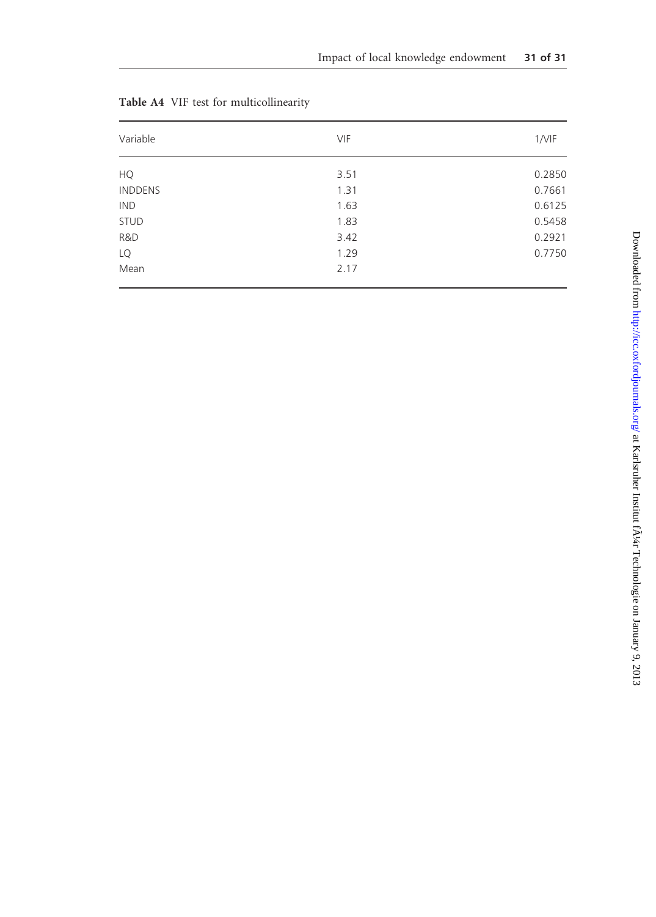**Table A4** VIF test for multicollinearity

| Variable | VIF | 1/VIF |
|---|---|---|
| HQ | 3.51 | 0.2850 |
| INDDENS | 1.31 | 0.7661 |
| IND | 1.63 | 0.6125 |
| STUD | 1.83 | 0.5458 |
| R&D | 3.42 | 0.2921 |
| LQ | 1.29 | 0.7750 |
| Mean | 2.17 | |